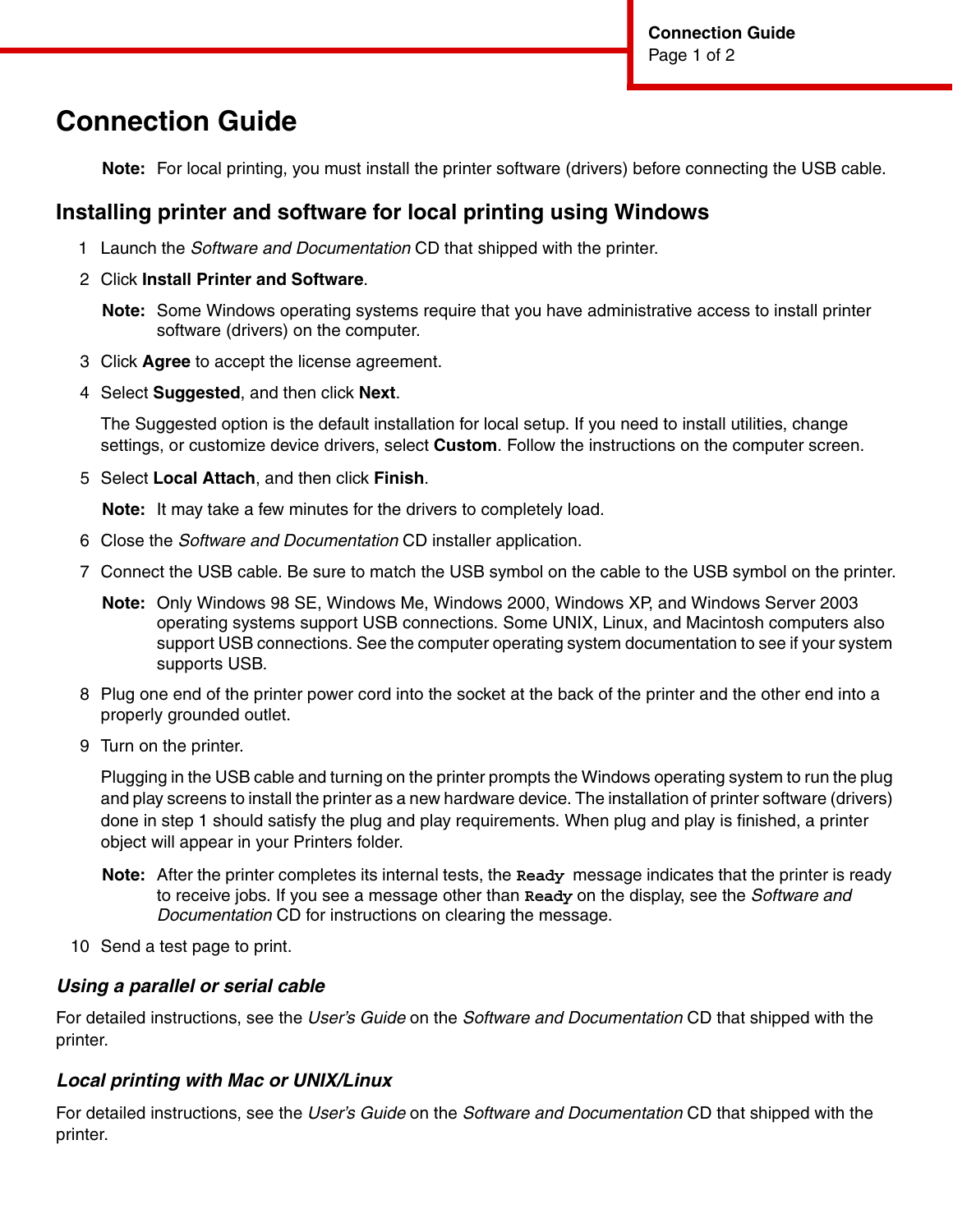# Connection Guide

**Note:** For local printing, you must install the printer software (drivers) before connecting the USB cable.

## Installing printer and software for local printing using Windows

1. Launch the *Software and Documentation* CD that shipped with the printer.
2. Click **Install Printer and Software**.

   **Note:** Some Windows operating systems require that you have administrative access to install printer software (drivers) on the computer.

3. Click **Agree** to accept the license agreement.
4. Select **Suggested**, and then click **Next**.

   The Suggested option is the default installation for local setup. If you need to install utilities, change settings, or customize device drivers, select **Custom**. Follow the instructions on the computer screen.

5. Select **Local Attach**, and then click **Finish**.

   **Note:** It may take a few minutes for the drivers to completely load.

6. Close the *Software and Documentation* CD installer application.
7. Connect the USB cable. Be sure to match the USB symbol on the cable to the USB symbol on the printer.

   **Note:** Only Windows 98 SE, Windows Me, Windows 2000, Windows XP, and Windows Server 2003 operating systems support USB connections. Some UNIX, Linux, and Macintosh computers also support USB connections. See the computer operating system documentation to see if your system supports USB.

8. Plug one end of the printer power cord into the socket at the back of the printer and the other end into a properly grounded outlet.
9. Turn on the printer.

   Plugging in the USB cable and turning on the printer prompts the Windows operating system to run the plug and play screens to install the printer as a new hardware device. The installation of printer software (drivers) done in step 1 should satisfy the plug and play requirements. When plug and play is finished, a printer object will appear in your Printers folder.

   **Note:** After the printer completes its internal tests, the `Ready` message indicates that the printer is ready to receive jobs. If you see a message other than `Ready` on the display, see the *Software and Documentation* CD for instructions on clearing the message.

10. Send a test page to print.

### *Using a parallel or serial cable*

For detailed instructions, see the *User's Guide* on the *Software and Documentation* CD that shipped with the printer.

### *Local printing with Mac or UNIX/Linux*

For detailed instructions, see the *User's Guide* on the *Software and Documentation* CD that shipped with the printer.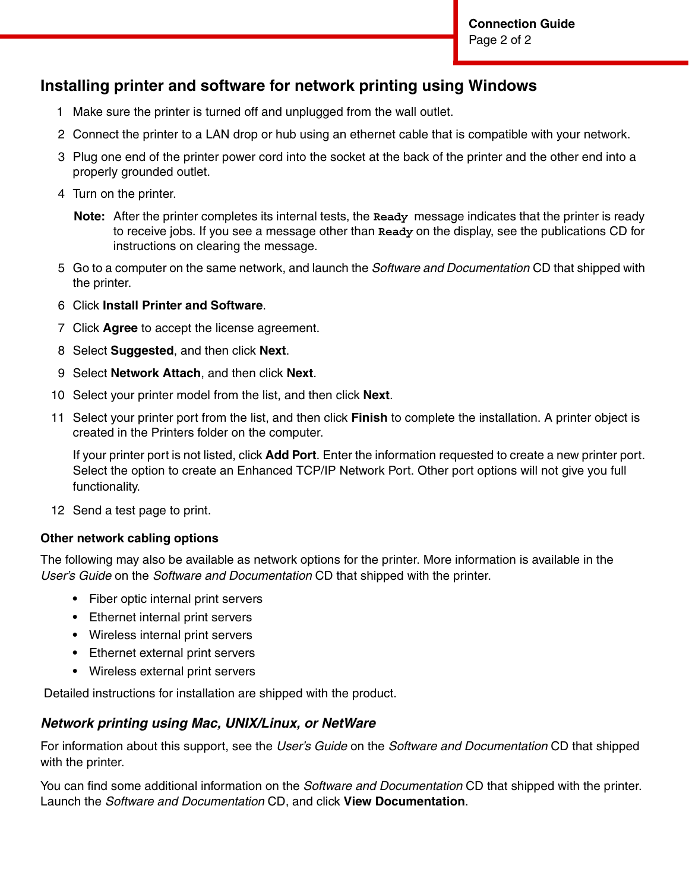## Installing printer and software for network printing using Windows

1. Make sure the printer is turned off and unplugged from the wall outlet.
2. Connect the printer to a LAN drop or hub using an ethernet cable that is compatible with your network.
3. Plug one end of the printer power cord into the socket at the back of the printer and the other end into a properly grounded outlet.
4. Turn on the printer.

   **Note:** After the printer completes its internal tests, the `Ready` message indicates that the printer is ready to receive jobs. If you see a message other than `Ready` on the display, see the publications CD for instructions on clearing the message.

5. Go to a computer on the same network, and launch the *Software and Documentation* CD that shipped with the printer.
6. Click **Install Printer and Software**.
7. Click **Agree** to accept the license agreement.
8. Select **Suggested**, and then click **Next**.
9. Select **Network Attach**, and then click **Next**.
10. Select your printer model from the list, and then click **Next**.
11. Select your printer port from the list, and then click **Finish** to complete the installation. A printer object is created in the Printers folder on the computer.

    If your printer port is not listed, click **Add Port**. Enter the information requested to create a new printer port. Select the option to create an Enhanced TCP/IP Network Port. Other port options will not give you full functionality.

12. Send a test page to print.

### Other network cabling options

The following may also be available as network options for the printer. More information is available in the *User's Guide* on the *Software and Documentation* CD that shipped with the printer.

- Fiber optic internal print servers
- Ethernet internal print servers
- Wireless internal print servers
- Ethernet external print servers
- Wireless external print servers

Detailed instructions for installation are shipped with the product.

### *Network printing using Mac, UNIX/Linux, or NetWare*

For information about this support, see the *User's Guide* on the *Software and Documentation* CD that shipped with the printer.

You can find some additional information on the *Software and Documentation* CD that shipped with the printer. Launch the *Software and Documentation* CD, and click **View Documentation**.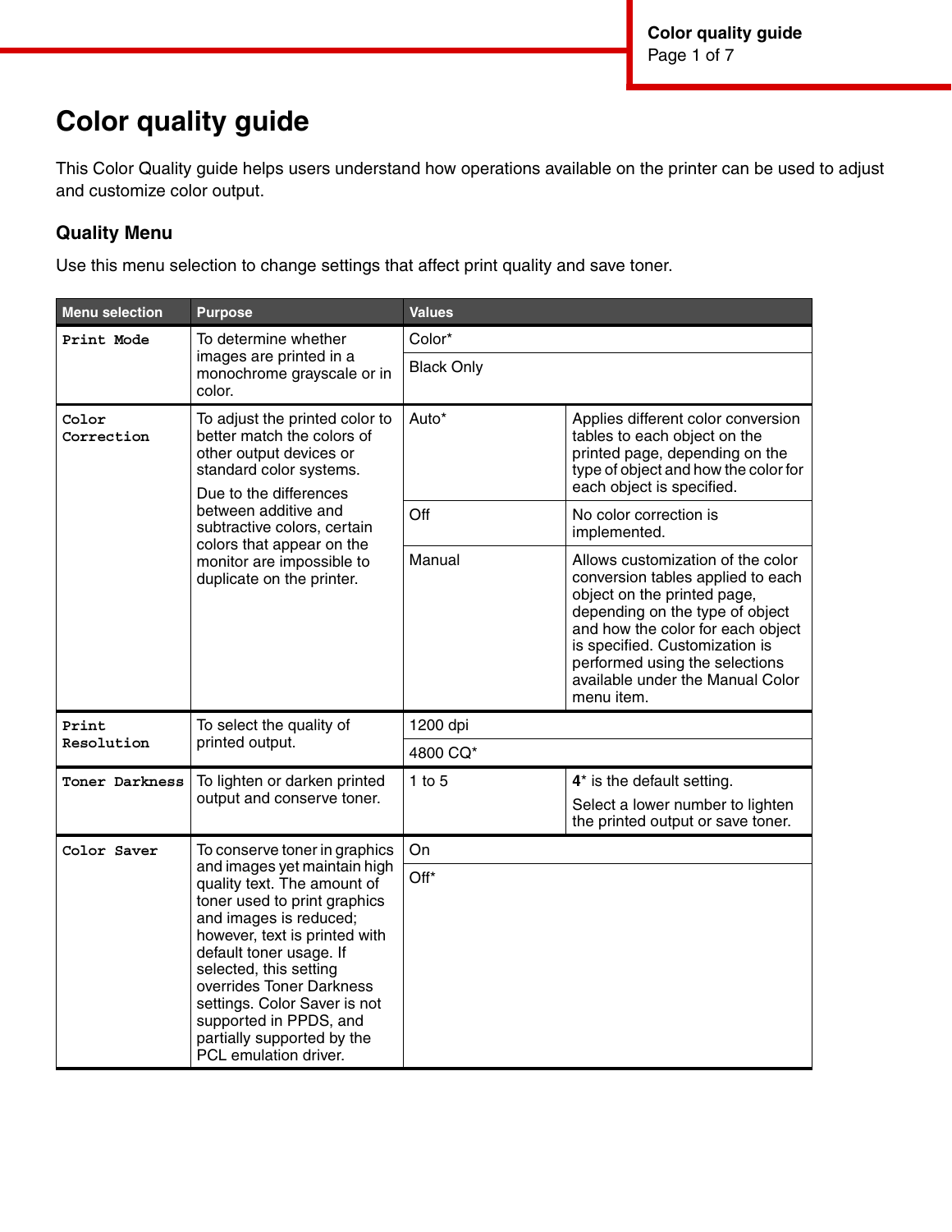# Color quality guide

This Color Quality guide helps users understand how operations available on the printer can be used to adjust and customize color output.

## Quality Menu

Use this menu selection to change settings that affect print quality and save toner.

| Menu selection | Purpose | Values | |
|---|---|---|---|
| `Print Mode` | To determine whether images are printed in a monochrome grayscale or in color. | Color* | |
| | | Black Only | |
| `Color Correction` | To adjust the printed color to better match the colors of other output devices or standard color systems.<br><br>Due to the differences between additive and subtractive colors, certain colors that appear on the monitor are impossible to duplicate on the printer. | Auto* | Applies different color conversion tables to each object on the printed page, depending on the type of object and how the color for each object is specified. |
| | | Off | No color correction is implemented. |
| | | Manual | Allows customization of the color conversion tables applied to each object on the printed page, depending on the type of object and how the color for each object is specified. Customization is performed using the selections available under the Manual Color menu item. |
| `Print Resolution` | To select the quality of printed output. | 1200 dpi | |
| | | 4800 CQ* | |
| `Toner Darkness` | To lighten or darken printed output and conserve toner. | 1 to 5 | **4*** is the default setting.<br><br>Select a lower number to lighten the printed output or save toner. |
| `Color Saver` | To conserve toner in graphics and images yet maintain high quality text. The amount of toner used to print graphics and images is reduced; however, text is printed with default toner usage. If selected, this setting overrides Toner Darkness settings. Color Saver is not supported in PPDS, and partially supported by the PCL emulation driver. | On | |
| | | Off* | |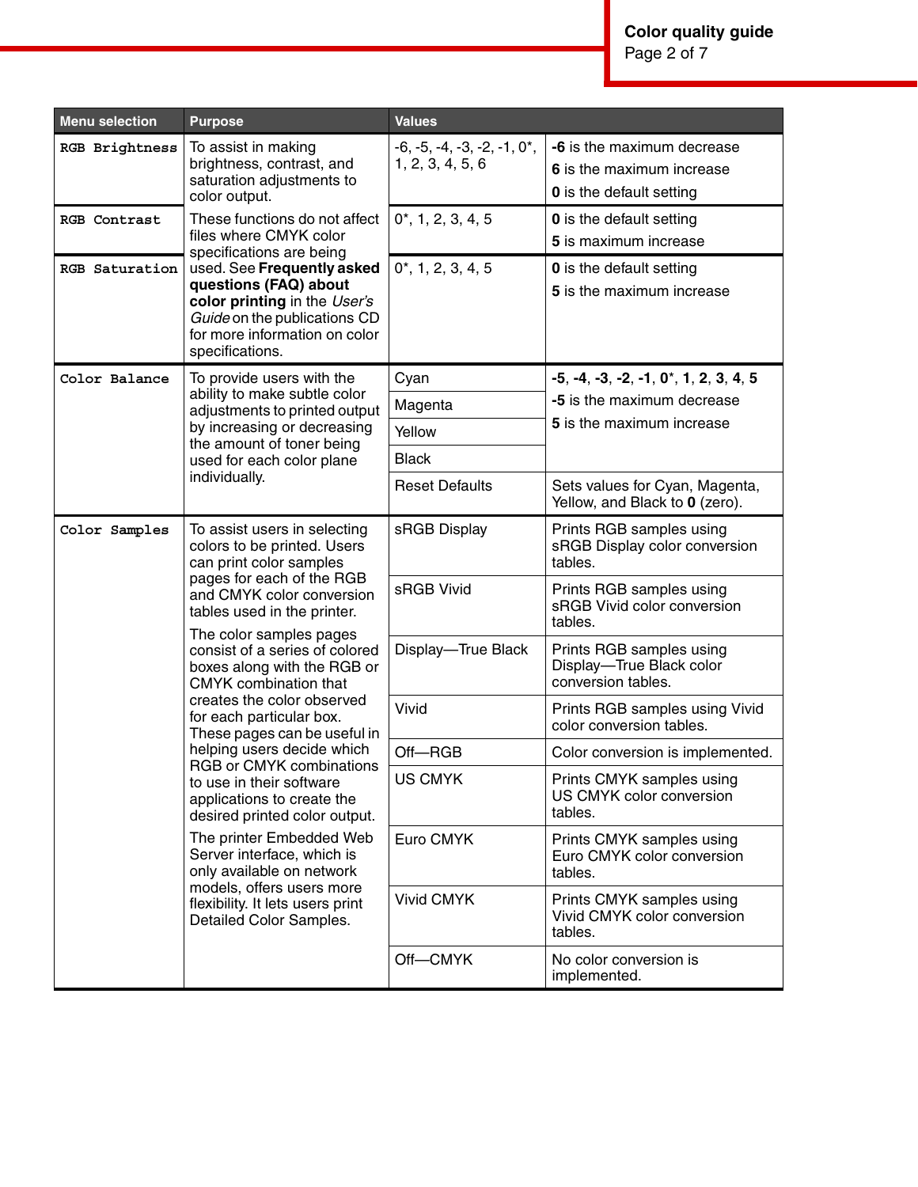| Menu selection | Purpose | Values | |
|---|---|---|---|
| `RGB Brightness` | To assist in making brightness, contrast, and saturation adjustments to color output. These functions do not affect files where CMYK color specifications are being used. See **Frequently asked questions (FAQ) about color printing** in the *User's Guide* on the publications CD for more information on color specifications. | -6, -5, -4, -3, -2, -1, 0*, 1, 2, 3, 4, 5, 6 | **-6** is the maximum decrease<br>**6** is the maximum increase<br>**0** is the default setting |
| `RGB Contrast` | | 0*, 1, 2, 3, 4, 5 | **0** is the default setting<br>**5** is maximum increase |
| `RGB Saturation` | | 0*, 1, 2, 3, 4, 5 | **0** is the default setting<br>**5** is the maximum increase |
| `Color Balance` | To provide users with the ability to make subtle color adjustments to printed output by increasing or decreasing the amount of toner being used for each color plane individually. | Cyan | **-5**, **-4**, **-3**, **-2**, **-1**, **0***, **1**, **2**, **3**, **4**, **5**<br>**-5** is the maximum decrease<br>**5** is the maximum increase |
| | | Magenta | |
| | | Yellow | |
| | | Black | |
| | | Reset Defaults | Sets values for Cyan, Magenta, Yellow, and Black to **0** (zero). |
| `Color Samples` | To assist users in selecting colors to be printed. Users can print color samples pages for each of the RGB and CMYK color conversion tables used in the printer.<br>The color samples pages consist of a series of colored boxes along with the RGB or CMYK combination that creates the color observed for each particular box. These pages can be useful in helping users decide which RGB or CMYK combinations to use in their software applications to create the desired printed color output.<br>The printer Embedded Web Server interface, which is only available on network models, offers users more flexibility. It lets users print Detailed Color Samples. | sRGB Display | Prints RGB samples using sRGB Display color conversion tables. |
| | | sRGB Vivid | Prints RGB samples using sRGB Vivid color conversion tables. |
| | | Display—True Black | Prints RGB samples using Display—True Black color conversion tables. |
| | | Vivid | Prints RGB samples using Vivid color conversion tables. |
| | | Off—RGB | Color conversion is implemented. |
| | | US CMYK | Prints CMYK samples using US CMYK color conversion tables. |
| | | Euro CMYK | Prints CMYK samples using Euro CMYK color conversion tables. |
| | | Vivid CMYK | Prints CMYK samples using Vivid CMYK color conversion tables. |
| | | Off—CMYK | No color conversion is implemented. |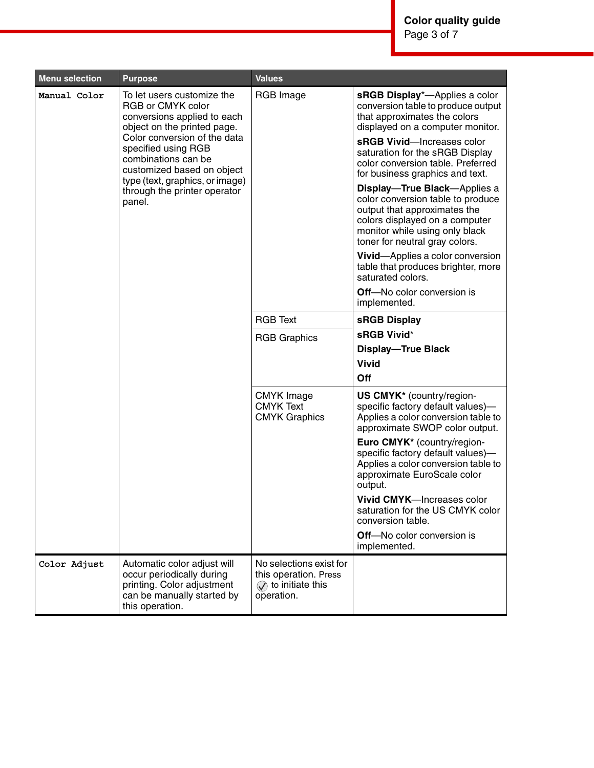| Menu selection | Purpose | Values | |
|---|---|---|---|
| `Manual Color` | To let users customize the RGB or CMYK color conversions applied to each object on the printed page. Color conversion of the data specified using RGB combinations can be customized based on object type (text, graphics, or image) through the printer operator panel. | RGB Image | **sRGB Display***—Applies a color conversion table to produce output that approximates the colors displayed on a computer monitor.<br><br>**sRGB Vivid**—Increases color saturation for the sRGB Display color conversion table. Preferred for business graphics and text.<br><br>**Display—True Black**—Applies a color conversion table to produce output that approximates the colors displayed on a computer monitor while using only black toner for neutral gray colors.<br><br>**Vivid**—Applies a color conversion table that produces brighter, more saturated colors.<br><br>**Off**—No color conversion is implemented. |
| | | RGB Text<br><br>RGB Graphics | **sRGB Display**<br>**sRGB Vivid***<br>**Display—True Black**<br>**Vivid**<br>**Off** |
| | | CMYK Image<br>CMYK Text<br>CMYK Graphics | **US CMYK*** (country/region-specific factory default values)—Applies a color conversion table to approximate SWOP color output.<br><br>**Euro CMYK*** (country/region-specific factory default values)—Applies a color conversion table to approximate EuroScale color output.<br><br>**Vivid CMYK**—Increases color saturation for the US CMYK color conversion table.<br><br>**Off**—No color conversion is implemented. |
| `Color Adjust` | Automatic color adjust will occur periodically during printing. Color adjustment can be manually started by this operation. | No selections exist for this operation. Press ✓ to initiate this operation. | |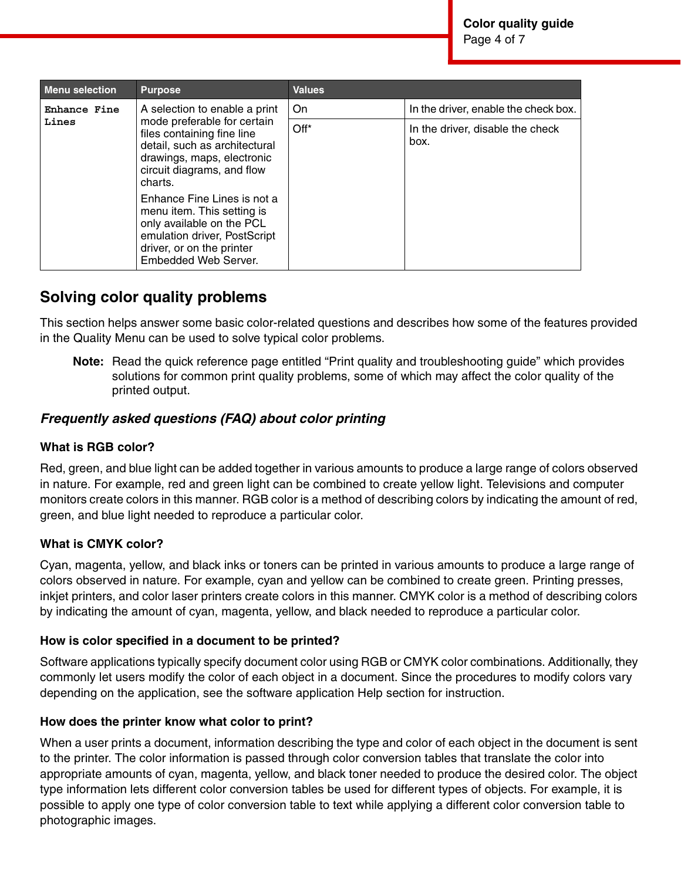| Menu selection | Purpose | Values | |
|---|---|---|---|
| `Enhance Fine Lines` | A selection to enable a print mode preferable for certain files containing fine line detail, such as architectural drawings, maps, electronic circuit diagrams, and flow charts.<br><br>Enhance Fine Lines is not a menu item. This setting is only available on the PCL emulation driver, PostScript driver, or on the printer Embedded Web Server. | On | In the driver, enable the check box. |
| | | Off* | In the driver, disable the check box. |

## Solving color quality problems

This section helps answer some basic color-related questions and describes how some of the features provided in the Quality Menu can be used to solve typical color problems.

> **Note:** Read the quick reference page entitled “Print quality and troubleshooting guide” which provides solutions for common print quality problems, some of which may affect the color quality of the printed output.

### *Frequently asked questions (FAQ) about color printing*

#### What is RGB color?

Red, green, and blue light can be added together in various amounts to produce a large range of colors observed in nature. For example, red and green light can be combined to create yellow light. Televisions and computer monitors create colors in this manner. RGB color is a method of describing colors by indicating the amount of red, green, and blue light needed to reproduce a particular color.

#### What is CMYK color?

Cyan, magenta, yellow, and black inks or toners can be printed in various amounts to produce a large range of colors observed in nature. For example, cyan and yellow can be combined to create green. Printing presses, inkjet printers, and color laser printers create colors in this manner. CMYK color is a method of describing colors by indicating the amount of cyan, magenta, yellow, and black needed to reproduce a particular color.

#### How is color specified in a document to be printed?

Software applications typically specify document color using RGB or CMYK color combinations. Additionally, they commonly let users modify the color of each object in a document. Since the procedures to modify colors vary depending on the application, see the software application Help section for instruction.

#### How does the printer know what color to print?

When a user prints a document, information describing the type and color of each object in the document is sent to the printer. The color information is passed through color conversion tables that translate the color into appropriate amounts of cyan, magenta, yellow, and black toner needed to produce the desired color. The object type information lets different color conversion tables be used for different types of objects. For example, it is possible to apply one type of color conversion table to text while applying a different color conversion table to photographic images.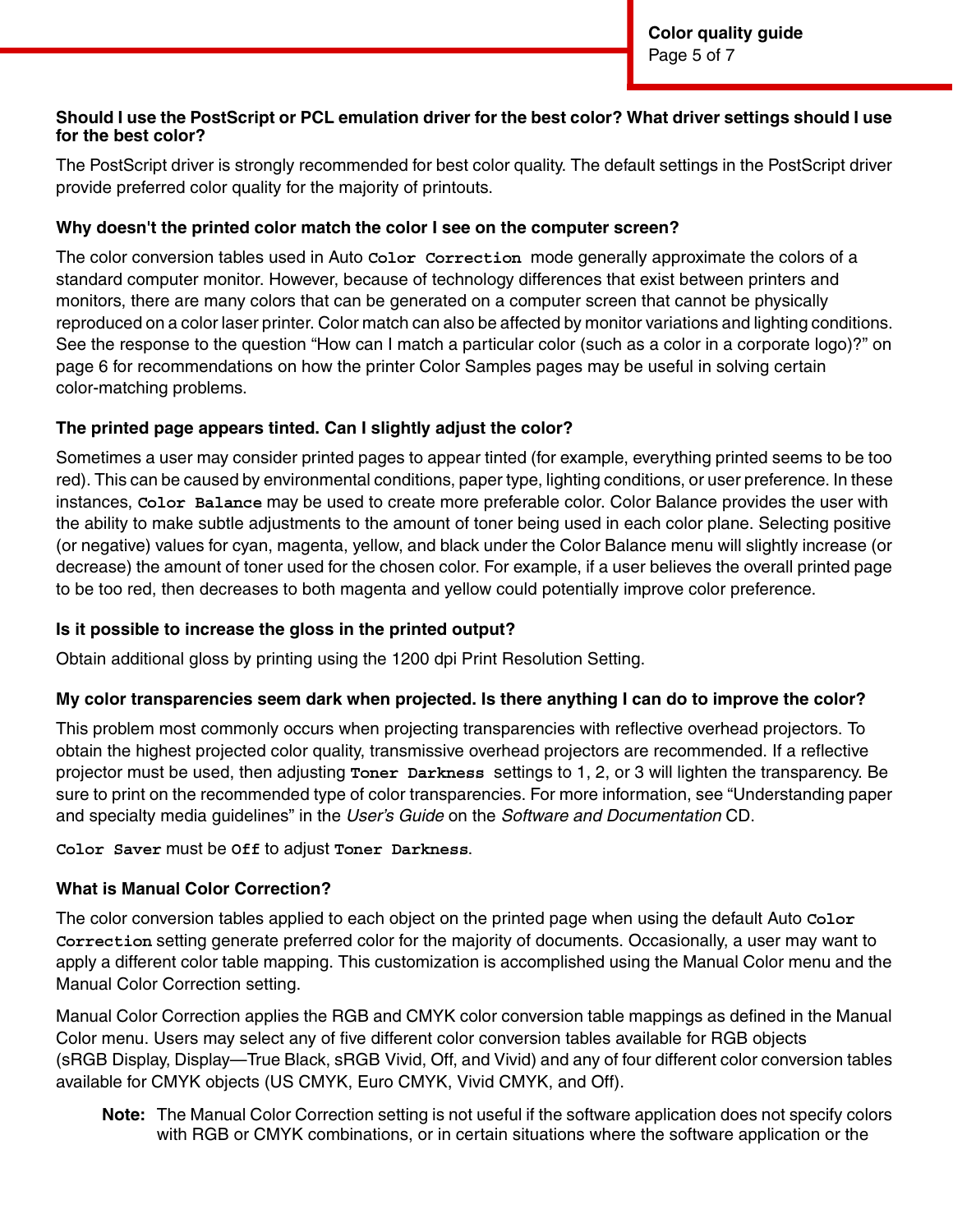### Should I use the PostScript or PCL emulation driver for the best color? What driver settings should I use for the best color?

The PostScript driver is strongly recommended for best color quality. The default settings in the PostScript driver provide preferred color quality for the majority of printouts.

### Why doesn't the printed color match the color I see on the computer screen?

The color conversion tables used in Auto `Color Correction` mode generally approximate the colors of a standard computer monitor. However, because of technology differences that exist between printers and monitors, there are many colors that can be generated on a computer screen that cannot be physically reproduced on a color laser printer. Color match can also be affected by monitor variations and lighting conditions. See the response to the question "How can I match a particular color (such as a color in a corporate logo)?" on page 6 for recommendations on how the printer Color Samples pages may be useful in solving certain color-matching problems.

### The printed page appears tinted. Can I slightly adjust the color?

Sometimes a user may consider printed pages to appear tinted (for example, everything printed seems to be too red). This can be caused by environmental conditions, paper type, lighting conditions, or user preference. In these instances, `Color Balance` may be used to create more preferable color. Color Balance provides the user with the ability to make subtle adjustments to the amount of toner being used in each color plane. Selecting positive (or negative) values for cyan, magenta, yellow, and black under the Color Balance menu will slightly increase (or decrease) the amount of toner used for the chosen color. For example, if a user believes the overall printed page to be too red, then decreases to both magenta and yellow could potentially improve color preference.

### Is it possible to increase the gloss in the printed output?

Obtain additional gloss by printing using the 1200 dpi Print Resolution Setting.

### My color transparencies seem dark when projected. Is there anything I can do to improve the color?

This problem most commonly occurs when projecting transparencies with reflective overhead projectors. To obtain the highest projected color quality, transmissive overhead projectors are recommended. If a reflective projector must be used, then adjusting `Toner Darkness` settings to 1, 2, or 3 will lighten the transparency. Be sure to print on the recommended type of color transparencies. For more information, see "Understanding paper and specialty media guidelines" in the *User's Guide* on the *Software and Documentation* CD.

`Color Saver` must be `Off` to adjust `Toner Darkness`.

### What is Manual Color Correction?

The color conversion tables applied to each object on the printed page when using the default Auto `Color Correction` setting generate preferred color for the majority of documents. Occasionally, a user may want to apply a different color table mapping. This customization is accomplished using the Manual Color menu and the Manual Color Correction setting.

Manual Color Correction applies the RGB and CMYK color conversion table mappings as defined in the Manual Color menu. Users may select any of five different color conversion tables available for RGB objects (sRGB Display, Display—True Black, sRGB Vivid, Off, and Vivid) and any of four different color conversion tables available for CMYK objects (US CMYK, Euro CMYK, Vivid CMYK, and Off).

> **Note:** The Manual Color Correction setting is not useful if the software application does not specify colors with RGB or CMYK combinations, or in certain situations where the software application or the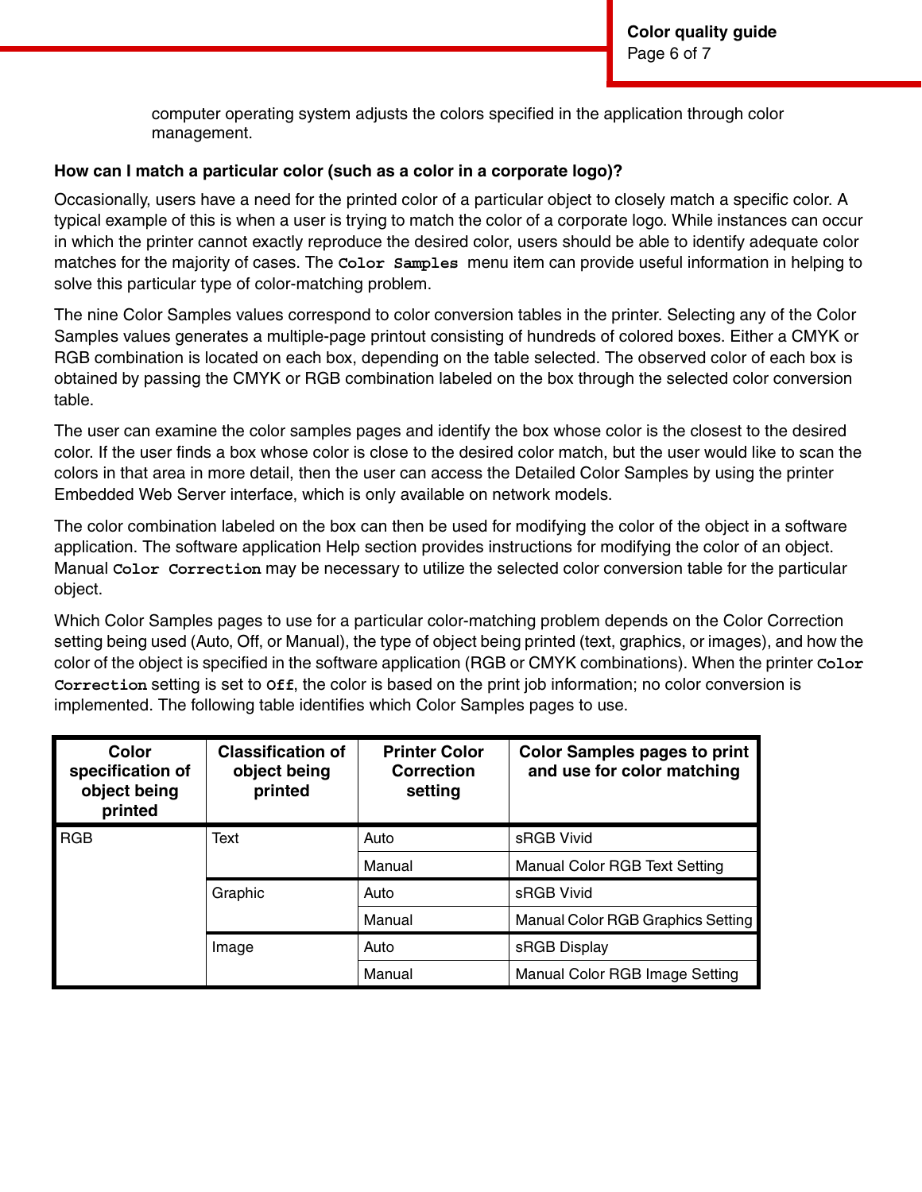computer operating system adjusts the colors specified in the application through color management.

**How can I match a particular color (such as a color in a corporate logo)?**

Occasionally, users have a need for the printed color of a particular object to closely match a specific color. A typical example of this is when a user is trying to match the color of a corporate logo. While instances can occur in which the printer cannot exactly reproduce the desired color, users should be able to identify adequate color matches for the majority of cases. The `Color Samples` menu item can provide useful information in helping to solve this particular type of color-matching problem.

The nine Color Samples values correspond to color conversion tables in the printer. Selecting any of the Color Samples values generates a multiple-page printout consisting of hundreds of colored boxes. Either a CMYK or RGB combination is located on each box, depending on the table selected. The observed color of each box is obtained by passing the CMYK or RGB combination labeled on the box through the selected color conversion table.

The user can examine the color samples pages and identify the box whose color is the closest to the desired color. If the user finds a box whose color is close to the desired color match, but the user would like to scan the colors in that area in more detail, then the user can access the Detailed Color Samples by using the printer Embedded Web Server interface, which is only available on network models.

The color combination labeled on the box can then be used for modifying the color of the object in a software application. The software application Help section provides instructions for modifying the color of an object. Manual `Color Correction` may be necessary to utilize the selected color conversion table for the particular object.

Which Color Samples pages to use for a particular color-matching problem depends on the Color Correction setting being used (Auto, Off, or Manual), the type of object being printed (text, graphics, or images), and how the color of the object is specified in the software application (RGB or CMYK combinations). When the printer `Color Correction` setting is set to `Off`, the color is based on the print job information; no color conversion is implemented. The following table identifies which Color Samples pages to use.

| Color specification of object being printed | Classification of object being printed | Printer Color Correction setting | Color Samples pages to print and use for color matching |
|---|---|---|---|
| RGB | Text | Auto | sRGB Vivid |
| | | Manual | Manual Color RGB Text Setting |
| | Graphic | Auto | sRGB Vivid |
| | | Manual | Manual Color RGB Graphics Setting |
| | Image | Auto | sRGB Display |
| | | Manual | Manual Color RGB Image Setting |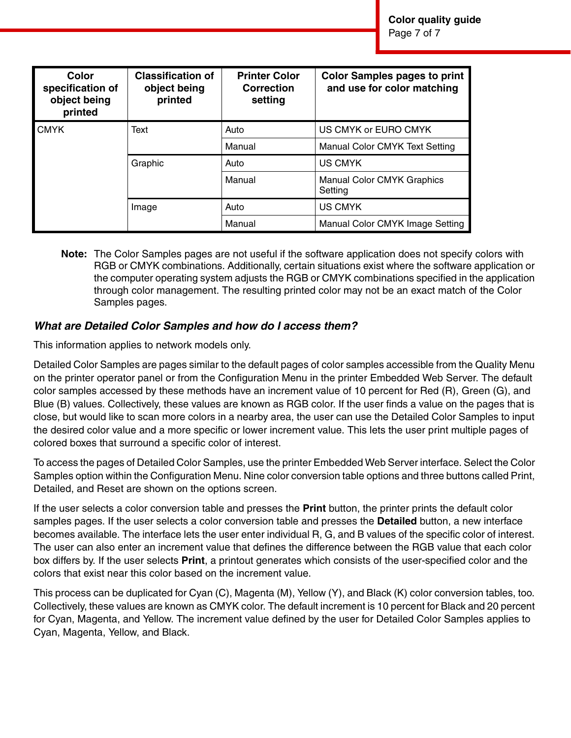| Color specification of object being printed | Classification of object being printed | Printer Color Correction setting | Color Samples pages to print and use for color matching |
|---|---|---|---|
| CMYK | Text | Auto | US CMYK or EURO CMYK |
| | | Manual | Manual Color CMYK Text Setting |
| | Graphic | Auto | US CMYK |
| | | Manual | Manual Color CMYK Graphics Setting |
| | Image | Auto | US CMYK |
| | | Manual | Manual Color CMYK Image Setting |

**Note:** The Color Samples pages are not useful if the software application does not specify colors with RGB or CMYK combinations. Additionally, certain situations exist where the software application or the computer operating system adjusts the RGB or CMYK combinations specified in the application through color management. The resulting printed color may not be an exact match of the Color Samples pages.

### *What are Detailed Color Samples and how do I access them?*

This information applies to network models only.

Detailed Color Samples are pages similar to the default pages of color samples accessible from the Quality Menu on the printer operator panel or from the Configuration Menu in the printer Embedded Web Server. The default color samples accessed by these methods have an increment value of 10 percent for Red (R), Green (G), and Blue (B) values. Collectively, these values are known as RGB color. If the user finds a value on the pages that is close, but would like to scan more colors in a nearby area, the user can use the Detailed Color Samples to input the desired color value and a more specific or lower increment value. This lets the user print multiple pages of colored boxes that surround a specific color of interest.

To access the pages of Detailed Color Samples, use the printer Embedded Web Server interface. Select the Color Samples option within the Configuration Menu. Nine color conversion table options and three buttons called Print, Detailed, and Reset are shown on the options screen.

If the user selects a color conversion table and presses the **Print** button, the printer prints the default color samples pages. If the user selects a color conversion table and presses the **Detailed** button, a new interface becomes available. The interface lets the user enter individual R, G, and B values of the specific color of interest. The user can also enter an increment value that defines the difference between the RGB value that each color box differs by. If the user selects **Print**, a printout generates which consists of the user-specified color and the colors that exist near this color based on the increment value.

This process can be duplicated for Cyan (C), Magenta (M), Yellow (Y), and Black (K) color conversion tables, too. Collectively, these values are known as CMYK color. The default increment is 10 percent for Black and 20 percent for Cyan, Magenta, and Yellow. The increment value defined by the user for Detailed Color Samples applies to Cyan, Magenta, Yellow, and Black.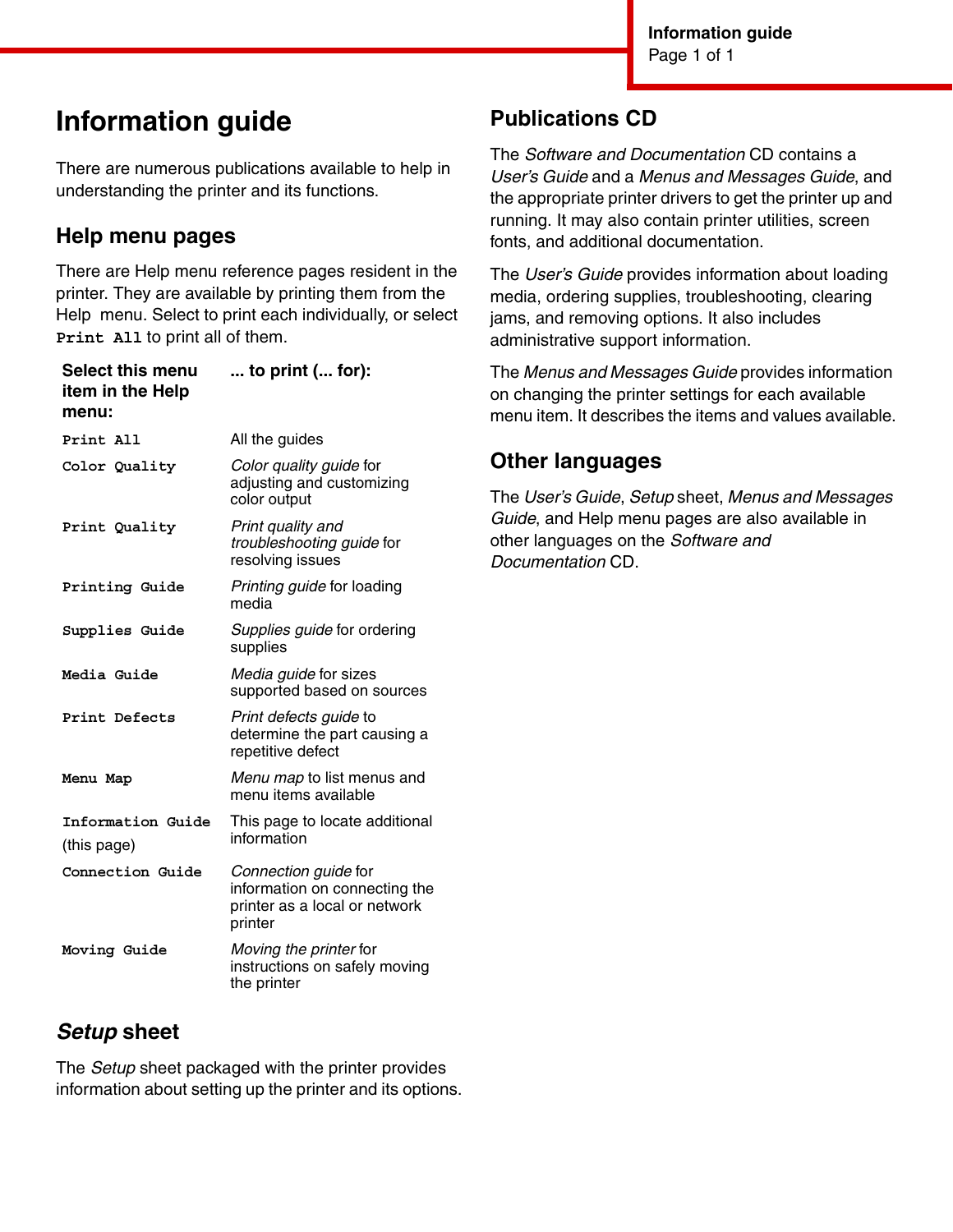# Information guide

There are numerous publications available to help in understanding the printer and its functions.

## Help menu pages

There are Help menu reference pages resident in the printer. They are available by printing them from the Help menu. Select to print each individually, or select `Print All` to print all of them.

| Select this menu item in the Help menu: | ... to print (... for): |
|---|---|
| `Print All` | All the guides |
| `Color Quality` | *Color quality guide* for adjusting and customizing color output |
| `Print Quality` | *Print quality and troubleshooting guide* for resolving issues |
| `Printing Guide` | *Printing guide* for loading media |
| `Supplies Guide` | *Supplies guide* for ordering supplies |
| `Media Guide` | *Media guide* for sizes supported based on sources |
| `Print Defects` | *Print defects guide* to determine the part causing a repetitive defect |
| `Menu Map` | *Menu map* to list menus and menu items available |
| `Information Guide` (this page) | This page to locate additional information |
| `Connection Guide` | *Connection guide* for information on connecting the printer as a local or network printer |
| `Moving Guide` | *Moving the printer* for instructions on safely moving the printer |

## *Setup* sheet

The *Setup* sheet packaged with the printer provides information about setting up the printer and its options.

## Publications CD

The *Software and Documentation* CD contains a *User's Guide* and a *Menus and Messages Guide*, and the appropriate printer drivers to get the printer up and running. It may also contain printer utilities, screen fonts, and additional documentation.

The *User's Guide* provides information about loading media, ordering supplies, troubleshooting, clearing jams, and removing options. It also includes administrative support information.

The *Menus and Messages Guide* provides information on changing the printer settings for each available menu item. It describes the items and values available.

## Other languages

The *User's Guide*, *Setup* sheet, *Menus and Messages Guide*, and Help menu pages are also available in other languages on the *Software and Documentation* CD.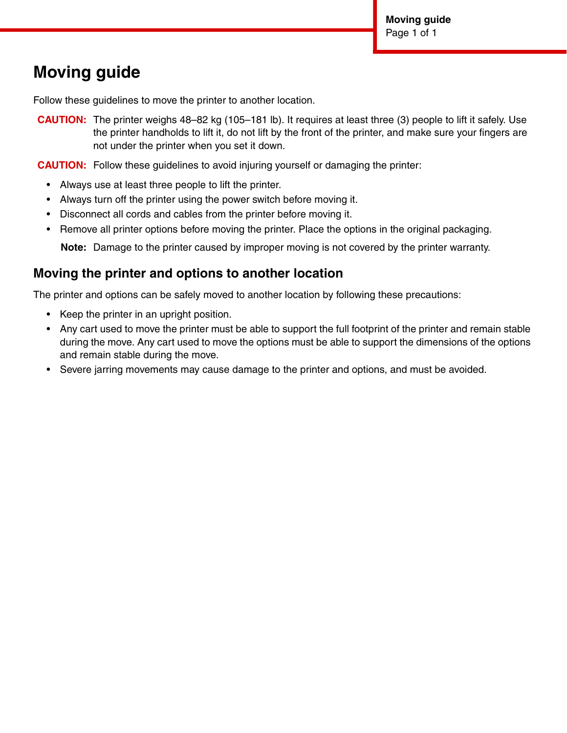# Moving guide

Follow these guidelines to move the printer to another location.

**CAUTION:** The printer weighs 48–82 kg (105–181 lb). It requires at least three (3) people to lift it safely. Use the printer handholds to lift it, do not lift by the front of the printer, and make sure your fingers are not under the printer when you set it down.

**CAUTION:** Follow these guidelines to avoid injuring yourself or damaging the printer:

- Always use at least three people to lift the printer.
- Always turn off the printer using the power switch before moving it.
- Disconnect all cords and cables from the printer before moving it.
- Remove all printer options before moving the printer. Place the options in the original packaging.

  **Note:** Damage to the printer caused by improper moving is not covered by the printer warranty.

## Moving the printer and options to another location

The printer and options can be safely moved to another location by following these precautions:

- Keep the printer in an upright position.
- Any cart used to move the printer must be able to support the full footprint of the printer and remain stable during the move. Any cart used to move the options must be able to support the dimensions of the options and remain stable during the move.
- Severe jarring movements may cause damage to the printer and options, and must be avoided.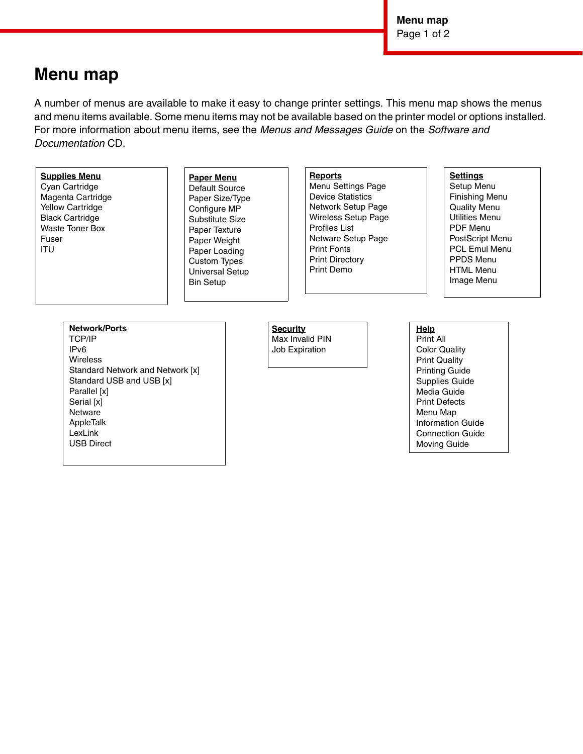# Menu map

A number of menus are available to make it easy to change printer settings. This menu map shows the menus and menu items available. Some menu items may not be available based on the printer model or options installed. For more information about menu items, see the *Menus and Messages Guide* on the *Software and Documentation* CD.

**Supplies Menu**
- Cyan Cartridge
- Magenta Cartridge
- Yellow Cartridge
- Black Cartridge
- Waste Toner Box
- Fuser
- ITU

**Paper Menu**
- Default Source
- Paper Size/Type
- Configure MP
- Substitute Size
- Paper Texture
- Paper Weight
- Paper Loading
- Custom Types
- Universal Setup
- Bin Setup

**Reports**
- Menu Settings Page
- Device Statistics
- Network Setup Page
- Wireless Setup Page
- Profiles List
- Netware Setup Page
- Print Fonts
- Print Directory
- Print Demo

**Settings**
- Setup Menu
- Finishing Menu
- Quality Menu
- Utilities Menu
- PDF Menu
- PostScript Menu
- PCL Emul Menu
- PPDS Menu
- HTML Menu
- Image Menu

**Network/Ports**
- TCP/IP
- IPv6
- Wireless
- Standard Network and Network [x]
- Standard USB and USB [x]
- Parallel [x]
- Serial [x]
- Netware
- AppleTalk
- LexLink
- USB Direct

**Security**
- Max Invalid PIN
- Job Expiration

**Help**
- Print All
- Color Quality
- Print Quality
- Printing Guide
- Supplies Guide
- Media Guide
- Print Defects
- Menu Map
- Information Guide
- Connection Guide
- Moving Guide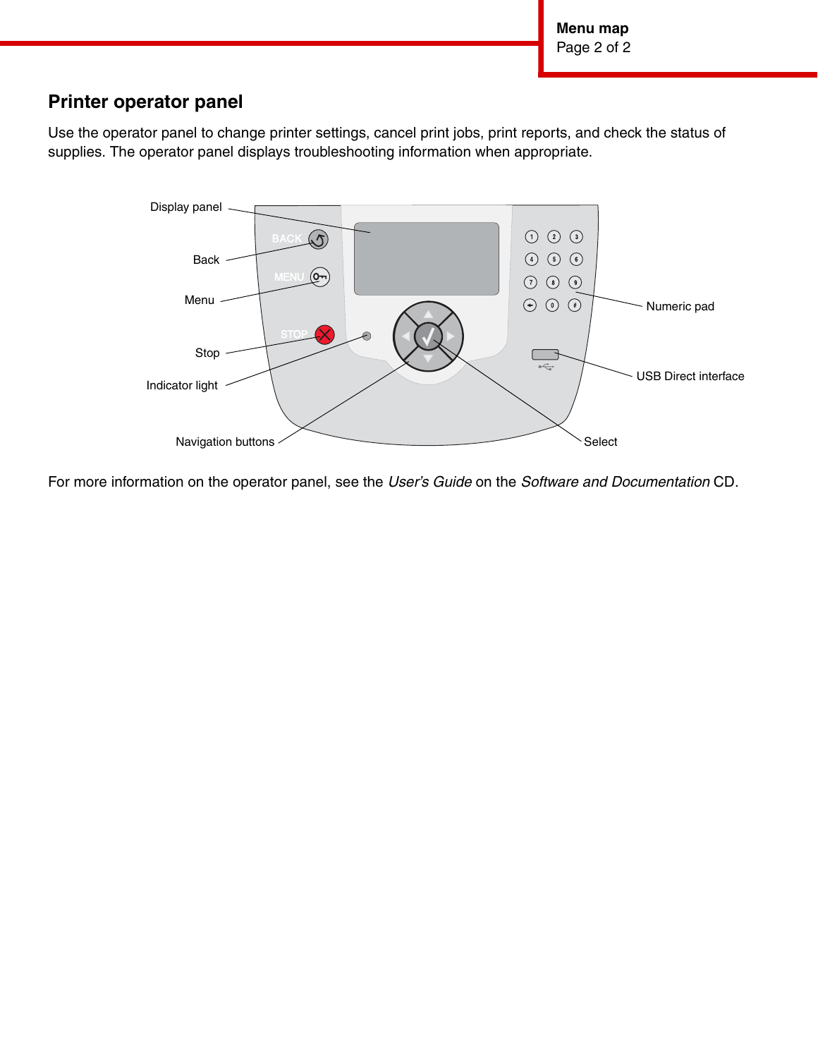## Printer operator panel

Use the operator panel to change printer settings, cancel print jobs, print reports, and check the status of supplies. The operator panel displays troubleshooting information when appropriate.

For more information on the operator panel, see the *User's Guide* on the *Software and Documentation* CD.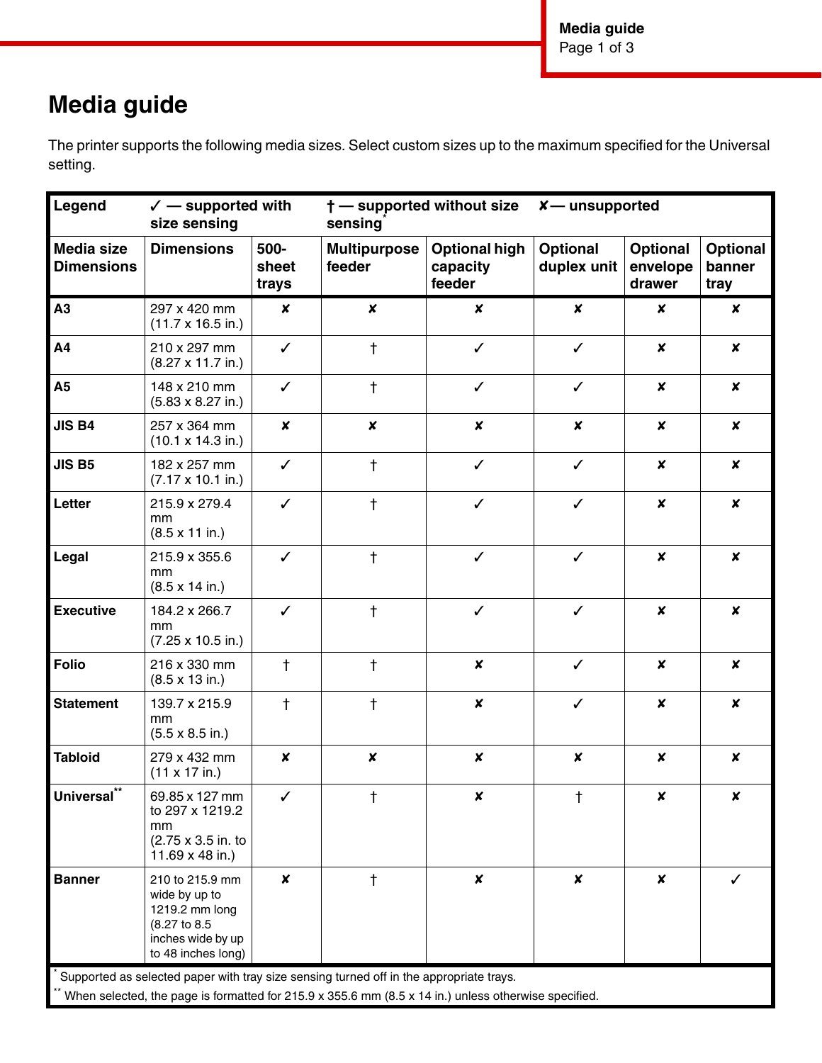# Media guide

The printer supports the following media sizes. Select custom sizes up to the maximum specified for the Universal setting.

| Legend | ✓ — supported with size sensing | | † — supported without size sensing* | | ✘— unsupported | | |
|---|---|---|---|---|---|---|---|
| **Media size Dimensions** | **Dimensions** | **500-sheet trays** | **Multipurpose feeder** | **Optional high capacity feeder** | **Optional duplex unit** | **Optional envelope drawer** | **Optional banner tray** |
| **A3** | 297 x 420 mm (11.7 x 16.5 in.) | ✘ | ✘ | ✘ | ✘ | ✘ | ✘ |
| **A4** | 210 x 297 mm (8.27 x 11.7 in.) | ✓ | † | ✓ | ✓ | ✘ | ✘ |
| **A5** | 148 x 210 mm (5.83 x 8.27 in.) | ✓ | † | ✓ | ✓ | ✘ | ✘ |
| **JIS B4** | 257 x 364 mm (10.1 x 14.3 in.) | ✘ | ✘ | ✘ | ✘ | ✘ | ✘ |
| **JIS B5** | 182 x 257 mm (7.17 x 10.1 in.) | ✓ | † | ✓ | ✓ | ✘ | ✘ |
| **Letter** | 215.9 x 279.4 mm (8.5 x 11 in.) | ✓ | † | ✓ | ✓ | ✘ | ✘ |
| **Legal** | 215.9 x 355.6 mm (8.5 x 14 in.) | ✓ | † | ✓ | ✓ | ✘ | ✘ |
| **Executive** | 184.2 x 266.7 mm (7.25 x 10.5 in.) | ✓ | † | ✓ | ✓ | ✘ | ✘ |
| **Folio** | 216 x 330 mm (8.5 x 13 in.) | † | † | ✘ | ✓ | ✘ | ✘ |
| **Statement** | 139.7 x 215.9 mm (5.5 x 8.5 in.) | † | † | ✘ | ✓ | ✘ | ✘ |
| **Tabloid** | 279 x 432 mm (11 x 17 in.) | ✘ | ✘ | ✘ | ✘ | ✘ | ✘ |
| **Universal**** | 69.85 x 127 mm to 297 x 1219.2 mm (2.75 x 3.5 in. to 11.69 x 48 in.) | ✓ | † | ✘ | † | ✘ | ✘ |
| **Banner** | 210 to 215.9 mm wide by up to 1219.2 mm long (8.27 to 8.5 inches wide by up to 48 inches long) | ✘ | † | ✘ | ✘ | ✘ | ✓ |

\* Supported as selected paper with tray size sensing turned off in the appropriate trays.

** When selected, the page is formatted for 215.9 x 355.6 mm (8.5 x 14 in.) unless otherwise specified.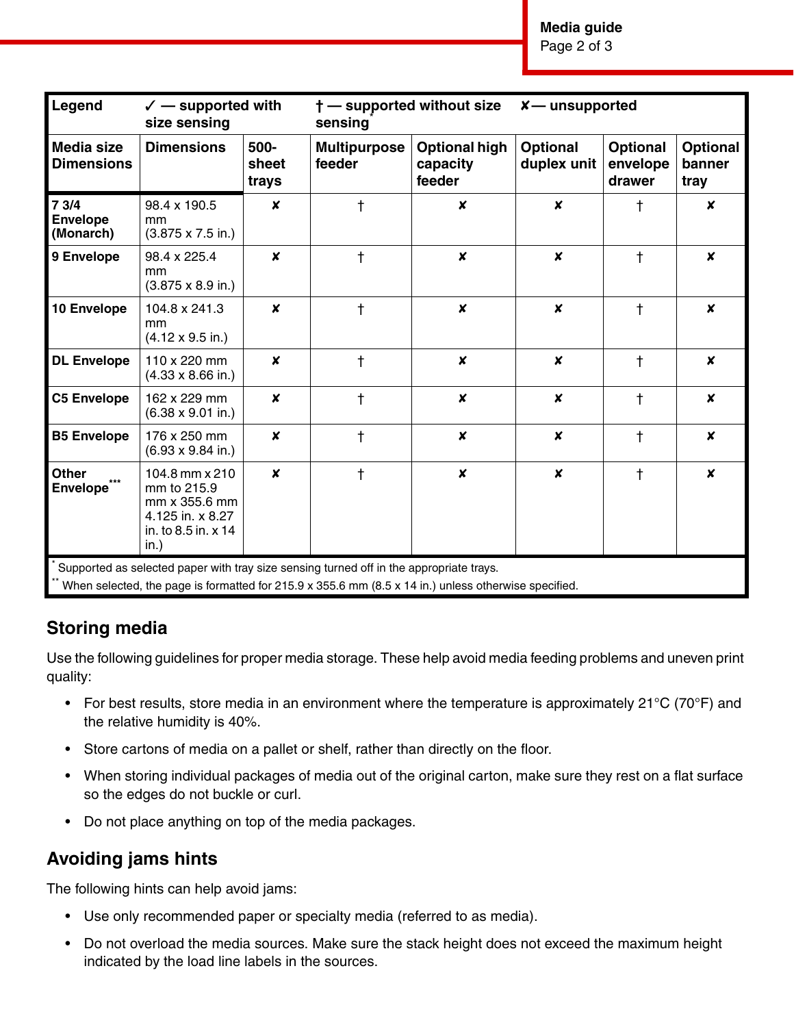| Legend | ✓ — supported with size sensing | | † — supported without size sensing* | | ✘— unsupported | | |
|---|---|---|---|---|---|---|---|
| **Media size Dimensions** | **Dimensions** | **500-sheet trays** | **Multipurpose feeder** | **Optional high capacity feeder** | **Optional duplex unit** | **Optional envelope drawer** | **Optional banner tray** |
| **7 3/4 Envelope (Monarch)** | 98.4 x 190.5 mm (3.875 x 7.5 in.) | ✘ | † | ✘ | ✘ | † | ✘ |
| **9 Envelope** | 98.4 x 225.4 mm (3.875 x 8.9 in.) | ✘ | † | ✘ | ✘ | † | ✘ |
| **10 Envelope** | 104.8 x 241.3 mm (4.12 x 9.5 in.) | ✘ | † | ✘ | ✘ | † | ✘ |
| **DL Envelope** | 110 x 220 mm (4.33 x 8.66 in.) | ✘ | † | ✘ | ✘ | † | ✘ |
| **C5 Envelope** | 162 x 229 mm (6.38 x 9.01 in.) | ✘ | † | ✘ | ✘ | † | ✘ |
| **B5 Envelope** | 176 x 250 mm (6.93 x 9.84 in.) | ✘ | † | ✘ | ✘ | † | ✘ |
| **Other Envelope*****| 104.8 mm x 210 mm to 215.9 mm x 355.6 mm 4.125 in. x 8.27 in. to 8.5 in. x 14 in.) | ✘ | † | ✘ | ✘ | † | ✘ |

* Supported as selected paper with tray size sensing turned off in the appropriate trays.

** When selected, the page is formatted for 215.9 x 355.6 mm (8.5 x 14 in.) unless otherwise specified.

## Storing media

Use the following guidelines for proper media storage. These help avoid media feeding problems and uneven print quality:

- For best results, store media in an environment where the temperature is approximately 21°C (70°F) and the relative humidity is 40%.
- Store cartons of media on a pallet or shelf, rather than directly on the floor.
- When storing individual packages of media out of the original carton, make sure they rest on a flat surface so the edges do not buckle or curl.
- Do not place anything on top of the media packages.

## Avoiding jams hints

The following hints can help avoid jams:

- Use only recommended paper or specialty media (referred to as media).
- Do not overload the media sources. Make sure the stack height does not exceed the maximum height indicated by the load line labels in the sources.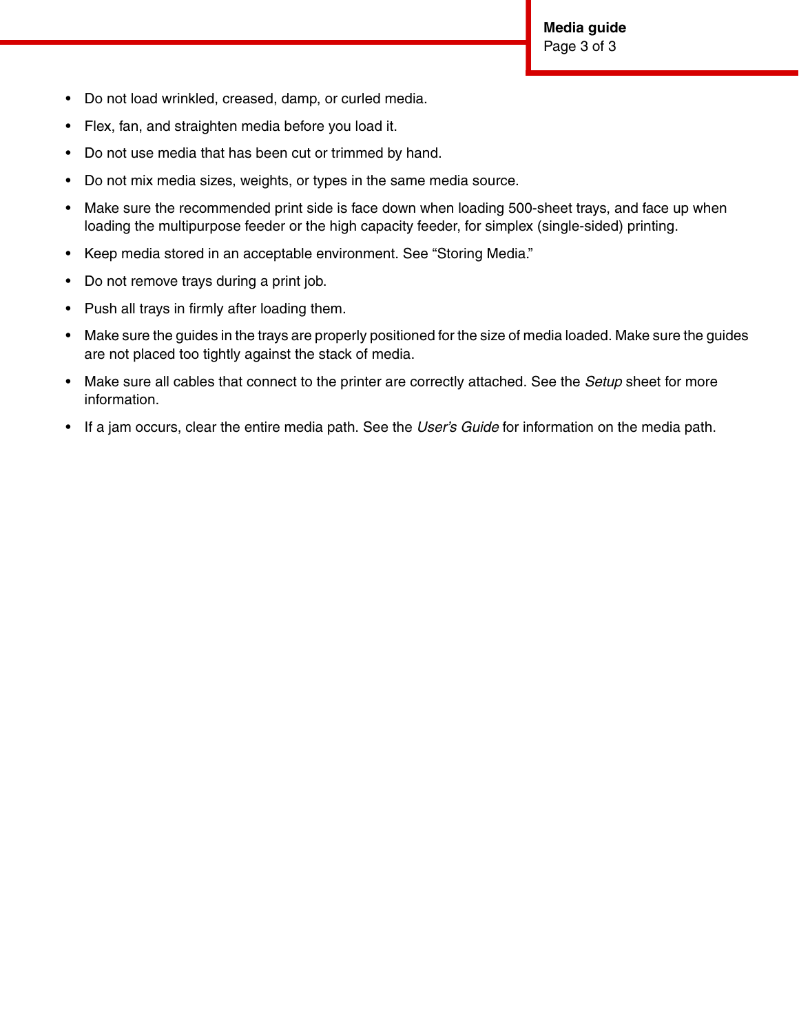- Do not load wrinkled, creased, damp, or curled media.
- Flex, fan, and straighten media before you load it.
- Do not use media that has been cut or trimmed by hand.
- Do not mix media sizes, weights, or types in the same media source.
- Make sure the recommended print side is face down when loading 500-sheet trays, and face up when loading the multipurpose feeder or the high capacity feeder, for simplex (single-sided) printing.
- Keep media stored in an acceptable environment. See "Storing Media."
- Do not remove trays during a print job.
- Push all trays in firmly after loading them.
- Make sure the guides in the trays are properly positioned for the size of media loaded. Make sure the guides are not placed too tightly against the stack of media.
- Make sure all cables that connect to the printer are correctly attached. See the *Setup* sheet for more information.
- If a jam occurs, clear the entire media path. See the *User's Guide* for information on the media path.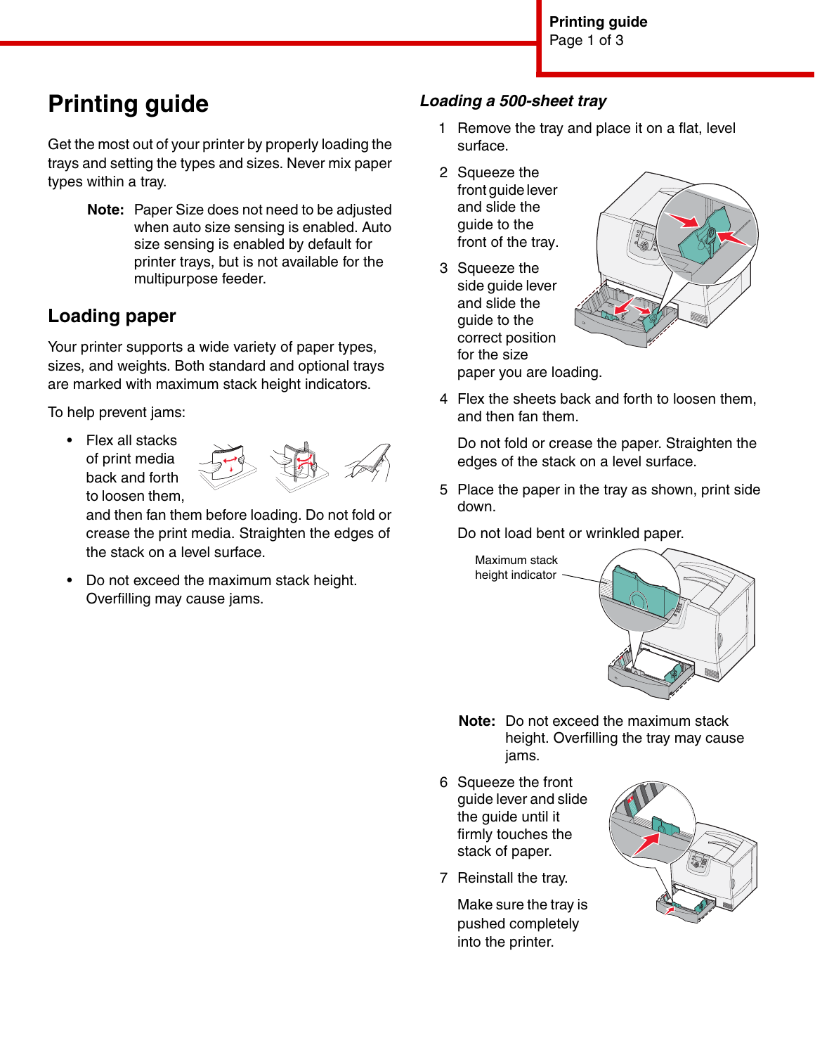# Printing guide

Get the most out of your printer by properly loading the trays and setting the types and sizes. Never mix paper types within a tray.

**Note:** Paper Size does not need to be adjusted when auto size sensing is enabled. Auto size sensing is enabled by default for printer trays, but is not available for the multipurpose feeder.

## Loading paper

Your printer supports a wide variety of paper types, sizes, and weights. Both standard and optional trays are marked with maximum stack height indicators.

To help prevent jams:

- Flex all stacks of print media back and forth to loosen them, and then fan them before loading. Do not fold or crease the print media. Straighten the edges of the stack on a level surface.
- Do not exceed the maximum stack height. Overfilling may cause jams.

### *Loading a 500-sheet tray*

1. Remove the tray and place it on a flat, level surface.
2. Squeeze the front guide lever and slide the guide to the front of the tray.
3. Squeeze the side guide lever and slide the guide to the correct position for the size paper you are loading.
4. Flex the sheets back and forth to loosen them, and then fan them.

   Do not fold or crease the paper. Straighten the edges of the stack on a level surface.
5. Place the paper in the tray as shown, print side down.

   Do not load bent or wrinkled paper.

   Maximum stack height indicator

   **Note:** Do not exceed the maximum stack height. Overfilling the tray may cause jams.
6. Squeeze the front guide lever and slide the guide until it firmly touches the stack of paper.
7. Reinstall the tray.

   Make sure the tray is pushed completely into the printer.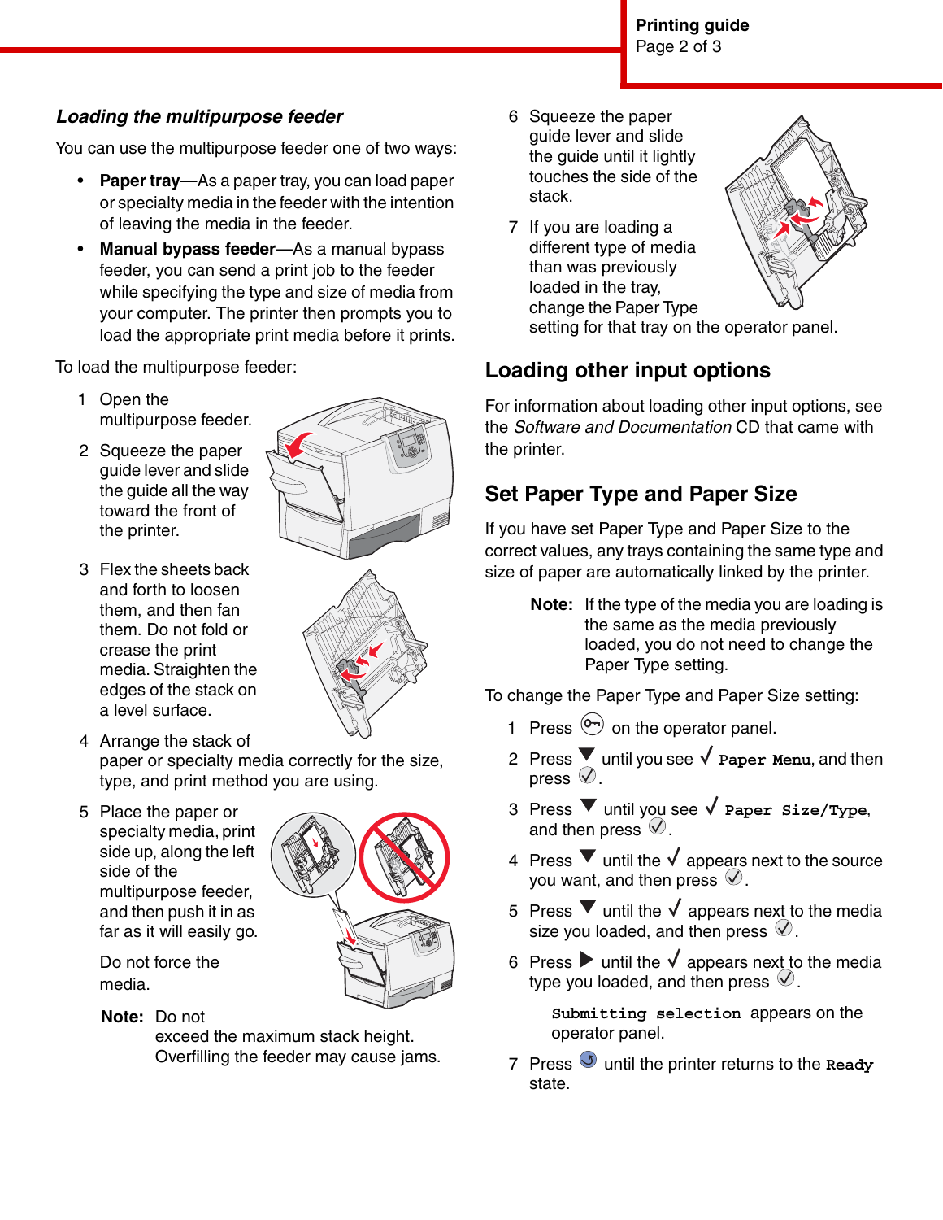### *Loading the multipurpose feeder*

You can use the multipurpose feeder one of two ways:

- **Paper tray**—As a paper tray, you can load paper or specialty media in the feeder with the intention of leaving the media in the feeder.
- **Manual bypass feeder**—As a manual bypass feeder, you can send a print job to the feeder while specifying the type and size of media from your computer. The printer then prompts you to load the appropriate print media before it prints.

To load the multipurpose feeder:

1. Open the multipurpose feeder.
2. Squeeze the paper guide lever and slide the guide all the way toward the front of the printer.
3. Flex the sheets back and forth to loosen them, and then fan them. Do not fold or crease the print media. Straighten the edges of the stack on a level surface.
4. Arrange the stack of paper or specialty media correctly for the size, type, and print method you are using.
5. Place the paper or specialty media, print side up, along the left side of the multipurpose feeder, and then push it in as far as it will easily go.

   Do not force the media.

   **Note:** Do not exceed the maximum stack height. Overfilling the feeder may cause jams.

6. Squeeze the paper guide lever and slide the guide until it lightly touches the side of the stack.
7. If you are loading a different type of media than was previously loaded in the tray, change the Paper Type setting for that tray on the operator panel.

## Loading other input options

For information about loading other input options, see the *Software and Documentation* CD that came with the printer.

## Set Paper Type and Paper Size

If you have set Paper Type and Paper Size to the correct values, any trays containing the same type and size of paper are automatically linked by the printer.

**Note:** If the type of the media you are loading is the same as the media previously loaded, you do not need to change the Paper Type setting.

To change the Paper Type and Paper Size setting:

1. Press (Menu) on the operator panel.
2. Press ▼ until you see √ `Paper Menu`, and then press (Select).
3. Press ▼ until you see √ `Paper Size/Type`, and then press (Select).
4. Press ▼ until the √ appears next to the source you want, and then press (Select).
5. Press ▼ until the √ appears next to the media size you loaded, and then press (Select).
6. Press ▶ until the √ appears next to the media type you loaded, and then press (Select).

   `Submitting selection` appears on the operator panel.

7. Press (Back) until the printer returns to the `Ready` state.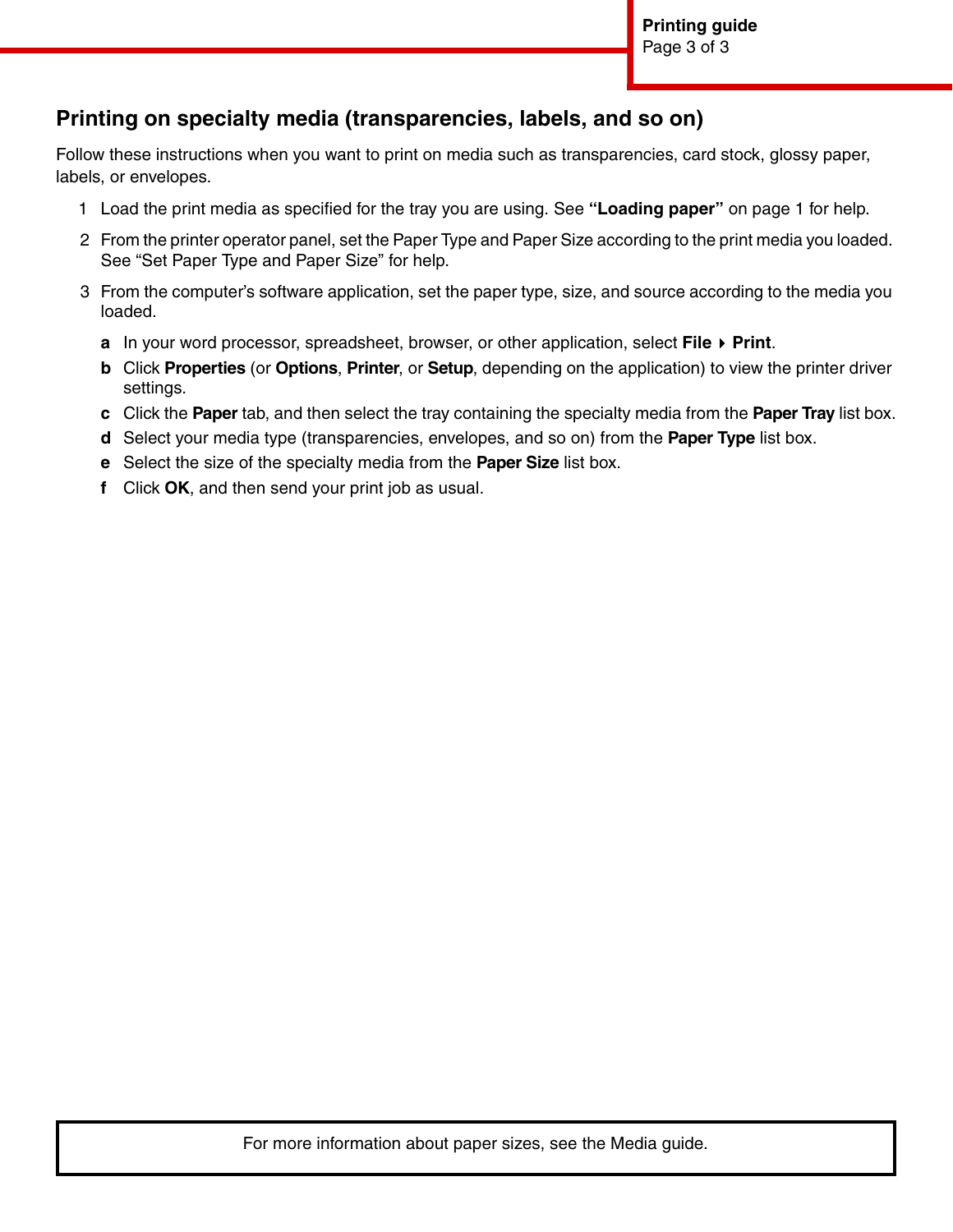## Printing on specialty media (transparencies, labels, and so on)

Follow these instructions when you want to print on media such as transparencies, card stock, glossy paper, labels, or envelopes.

1. Load the print media as specified for the tray you are using. See **"Loading paper"** on page 1 for help.
2. From the printer operator panel, set the Paper Type and Paper Size according to the print media you loaded. See "Set Paper Type and Paper Size" for help.
3. From the computer's software application, set the paper type, size, and source according to the media you loaded.
   - **a** In your word processor, spreadsheet, browser, or other application, select **File** ▸ **Print**.
   - **b** Click **Properties** (or **Options**, **Printer**, or **Setup**, depending on the application) to view the printer driver settings.
   - **c** Click the **Paper** tab, and then select the tray containing the specialty media from the **Paper Tray** list box.
   - **d** Select your media type (transparencies, envelopes, and so on) from the **Paper Type** list box.
   - **e** Select the size of the specialty media from the **Paper Size** list box.
   - **f** Click **OK**, and then send your print job as usual.

For more information about paper sizes, see the Media guide.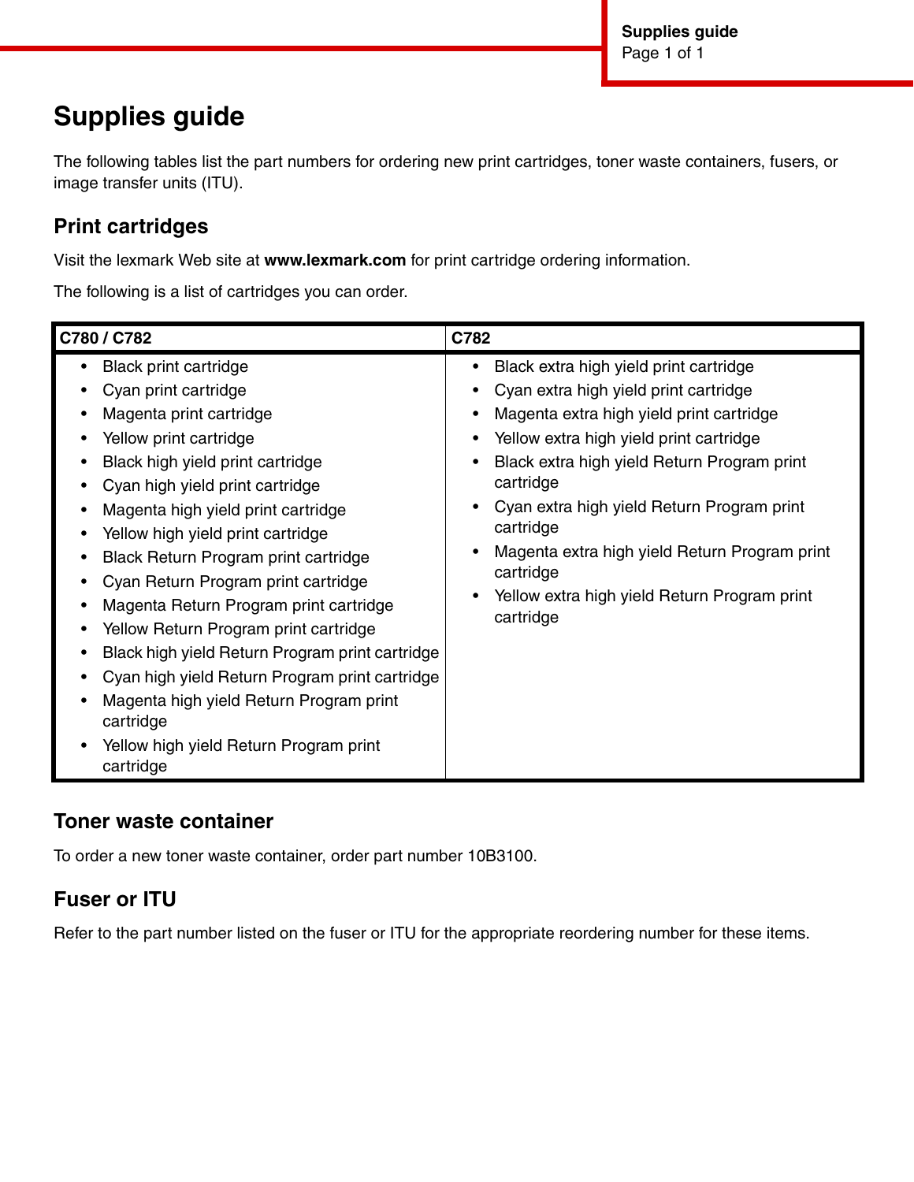# Supplies guide

The following tables list the part numbers for ordering new print cartridges, toner waste containers, fusers, or image transfer units (ITU).

## Print cartridges

Visit the lexmark Web site at **www.lexmark.com** for print cartridge ordering information.

The following is a list of cartridges you can order.

| C780 / C782 | C782 |
|---|---|
| • Black print cartridge<br>• Cyan print cartridge<br>• Magenta print cartridge<br>• Yellow print cartridge<br>• Black high yield print cartridge<br>• Cyan high yield print cartridge<br>• Magenta high yield print cartridge<br>• Yellow high yield print cartridge<br>• Black Return Program print cartridge<br>• Cyan Return Program print cartridge<br>• Magenta Return Program print cartridge<br>• Yellow Return Program print cartridge<br>• Black high yield Return Program print cartridge<br>• Cyan high yield Return Program print cartridge<br>• Magenta high yield Return Program print cartridge<br>• Yellow high yield Return Program print cartridge | • Black extra high yield print cartridge<br>• Cyan extra high yield print cartridge<br>• Magenta extra high yield print cartridge<br>• Yellow extra high yield print cartridge<br>• Black extra high yield Return Program print cartridge<br>• Cyan extra high yield Return Program print cartridge<br>• Magenta extra high yield Return Program print cartridge<br>• Yellow extra high yield Return Program print cartridge |

## Toner waste container

To order a new toner waste container, order part number 10B3100.

## Fuser or ITU

Refer to the part number listed on the fuser or ITU for the appropriate reordering number for these items.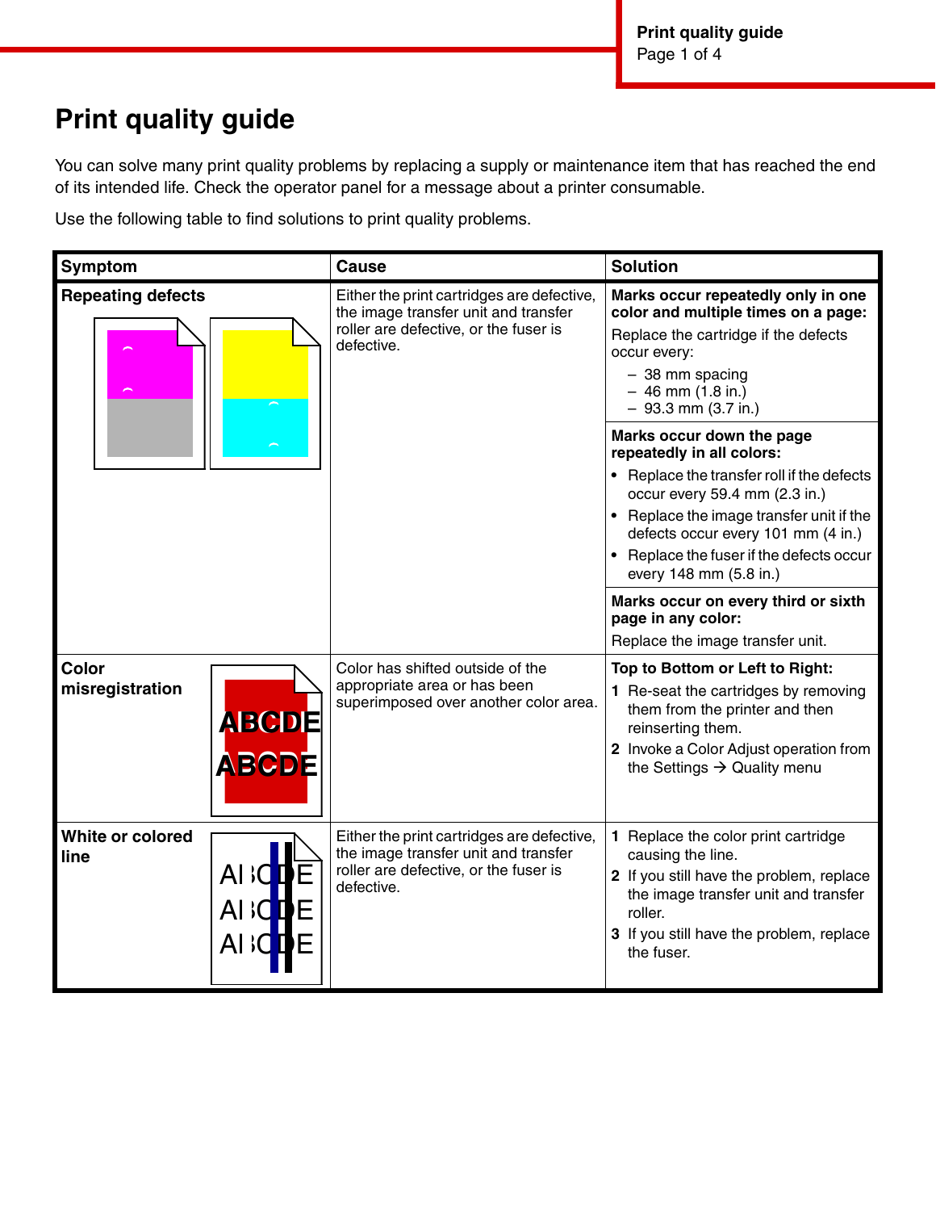# Print quality guide

You can solve many print quality problems by replacing a supply or maintenance item that has reached the end of its intended life. Check the operator panel for a message about a printer consumable.

Use the following table to find solutions to print quality problems.

| Symptom | Cause | Solution |
| --- | --- | --- |
| **Repeating defects** | Either the print cartridges are defective, the image transfer unit and transfer roller are defective, or the fuser is defective. | **Marks occur repeatedly only in one color and multiple times on a page:** Replace the cartridge if the defects occur every: – 38 mm spacing – 46 mm (1.8 in.) – 93.3 mm (3.7 in.) |
| | | **Marks occur down the page repeatedly in all colors:** • Replace the transfer roll if the defects occur every 59.4 mm (2.3 in.) • Replace the image transfer unit if the defects occur every 101 mm (4 in.) • Replace the fuser if the defects occur every 148 mm (5.8 in.) |
| | | **Marks occur on every third or sixth page in any color:** Replace the image transfer unit. |
| **Color misregistration** | Color has shifted outside of the appropriate area or has been superimposed over another color area. | **Top to Bottom or Left to Right:** 1 Re-seat the cartridges by removing them from the printer and then reinserting them. 2 Invoke a Color Adjust operation from the Settings → Quality menu |
| **White or colored line** | Either the print cartridges are defective, the image transfer unit and transfer roller are defective, or the fuser is defective. | 1 Replace the color print cartridge causing the line. 2 If you still have the problem, replace the image transfer unit and transfer roller. 3 If you still have the problem, replace the fuser. |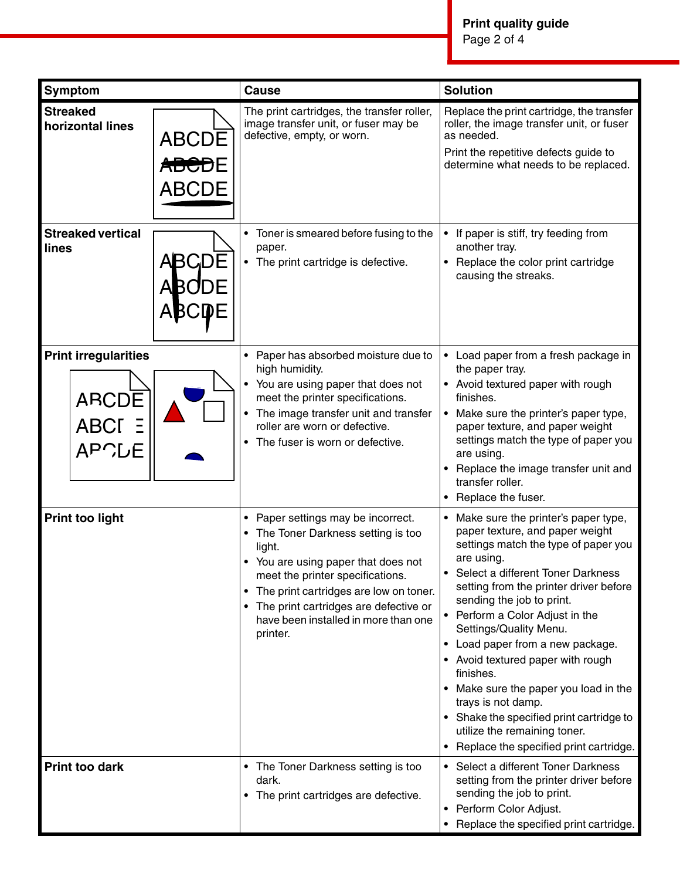| Symptom | Cause | Solution |
|---|---|---|
| **Streaked horizontal lines** | The print cartridges, the transfer roller, image transfer unit, or fuser may be defective, empty, or worn. | Replace the print cartridge, the transfer roller, the image transfer unit, or fuser as needed.<br><br>Print the repetitive defects guide to determine what needs to be replaced. |
| **Streaked vertical lines** | • Toner is smeared before fusing to the paper.<br>• The print cartridge is defective. | • If paper is stiff, try feeding from another tray.<br>• Replace the color print cartridge causing the streaks. |
| **Print irregularities** | • Paper has absorbed moisture due to high humidity.<br>• You are using paper that does not meet the printer specifications.<br>• The image transfer unit and transfer roller are worn or defective.<br>• The fuser is worn or defective. | • Load paper from a fresh package in the paper tray.<br>• Avoid textured paper with rough finishes.<br>• Make sure the printer's paper type, paper texture, and paper weight settings match the type of paper you are using.<br>• Replace the image transfer unit and transfer roller.<br>• Replace the fuser. |
| **Print too light** | • Paper settings may be incorrect.<br>• The Toner Darkness setting is too light.<br>• You are using paper that does not meet the printer specifications.<br>• The print cartridges are low on toner.<br>• The print cartridges are defective or have been installed in more than one printer. | • Make sure the printer's paper type, paper texture, and paper weight settings match the type of paper you are using.<br>• Select a different Toner Darkness setting from the printer driver before sending the job to print.<br>• Perform a Color Adjust in the Settings/Quality Menu.<br>• Load paper from a new package.<br>• Avoid textured paper with rough finishes.<br>• Make sure the paper you load in the trays is not damp.<br>• Shake the specified print cartridge to utilize the remaining toner.<br>• Replace the specified print cartridge. |
| **Print too dark** | • The Toner Darkness setting is too dark.<br>• The print cartridges are defective. | • Select a different Toner Darkness setting from the printer driver before sending the job to print.<br>• Perform Color Adjust.<br>• Replace the specified print cartridge. |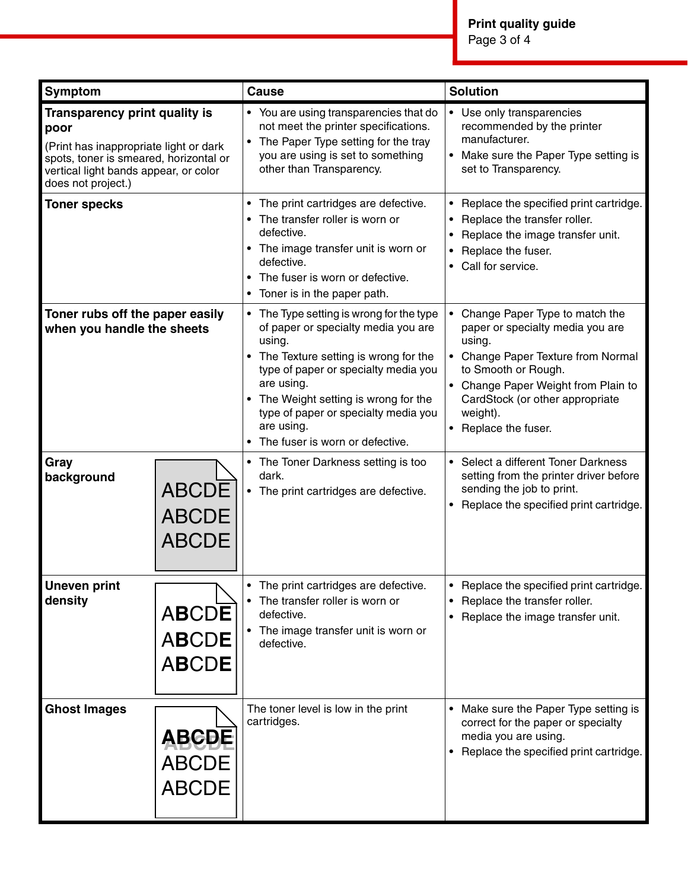| Symptom | Cause | Solution |
|---|---|---|
| **Transparency print quality is poor**<br>(Print has inappropriate light or dark spots, toner is smeared, horizontal or vertical light bands appear, or color does not project.) | • You are using transparencies that do not meet the printer specifications.<br>• The Paper Type setting for the tray you are using is set to something other than Transparency. | • Use only transparencies recommended by the printer manufacturer.<br>• Make sure the Paper Type setting is set to Transparency. |
| **Toner specks** | • The print cartridges are defective.<br>• The transfer roller is worn or defective.<br>• The image transfer unit is worn or defective.<br>• The fuser is worn or defective.<br>• Toner is in the paper path. | • Replace the specified print cartridge.<br>• Replace the transfer roller.<br>• Replace the image transfer unit.<br>• Replace the fuser.<br>• Call for service. |
| **Toner rubs off the paper easily when you handle the sheets** | • The Type setting is wrong for the type of paper or specialty media you are using.<br>• The Texture setting is wrong for the type of paper or specialty media you are using.<br>• The Weight setting is wrong for the type of paper or specialty media you are using.<br>• The fuser is worn or defective. | • Change Paper Type to match the paper or specialty media you are using.<br>• Change Paper Texture from Normal to Smooth or Rough.<br>• Change Paper Weight from Plain to CardStock (or other appropriate weight).<br>• Replace the fuser. |
| **Gray background**<br>ABCDE<br>ABCDE<br>ABCDE | • The Toner Darkness setting is too dark.<br>• The print cartridges are defective. | • Select a different Toner Darkness setting from the printer driver before sending the job to print.<br>• Replace the specified print cartridge. |
| **Uneven print density**<br>ABCDE<br>ABCDE<br>ABCDE | • The print cartridges are defective.<br>• The transfer roller is worn or defective.<br>• The image transfer unit is worn or defective. | • Replace the specified print cartridge.<br>• Replace the transfer roller.<br>• Replace the image transfer unit. |
| **Ghost Images**<br>ABCDE<br>ABCDE<br>ABCDE | The toner level is low in the print cartridges. | • Make sure the Paper Type setting is correct for the paper or specialty media you are using.<br>• Replace the specified print cartridge. |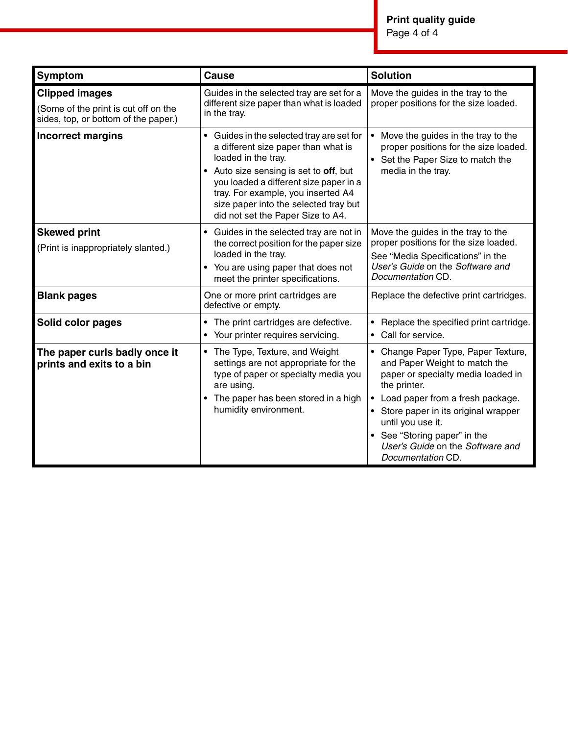| Symptom | Cause | Solution |
|---|---|---|
| **Clipped images**<br><br>(Some of the print is cut off on the sides, top, or bottom of the paper.) | Guides in the selected tray are set for a different size paper than what is loaded in the tray. | Move the guides in the tray to the proper positions for the size loaded. |
| **Incorrect margins** | • Guides in the selected tray are set for a different size paper than what is loaded in the tray.<br>• Auto size sensing is set to **off**, but you loaded a different size paper in a tray. For example, you inserted A4 size paper into the selected tray but did not set the Paper Size to A4. | • Move the guides in the tray to the proper positions for the size loaded.<br>• Set the Paper Size to match the media in the tray. |
| **Skewed print**<br><br>(Print is inappropriately slanted.) | • Guides in the selected tray are not in the correct position for the paper size loaded in the tray.<br>• You are using paper that does not meet the printer specifications. | Move the guides in the tray to the proper positions for the size loaded.<br><br>See "Media Specifications" in the *User's Guide* on the *Software and Documentation* CD. |
| **Blank pages** | One or more print cartridges are defective or empty. | Replace the defective print cartridges. |
| **Solid color pages** | • The print cartridges are defective.<br>• Your printer requires servicing. | • Replace the specified print cartridge.<br>• Call for service. |
| **The paper curls badly once it prints and exits to a bin** | • The Type, Texture, and Weight settings are not appropriate for the type of paper or specialty media you are using.<br>• The paper has been stored in a high humidity environment. | • Change Paper Type, Paper Texture, and Paper Weight to match the paper or specialty media loaded in the printer.<br>• Load paper from a fresh package.<br>• Store paper in its original wrapper until you use it.<br>• See "Storing paper" in the *User's Guide* on the *Software and Documentation* CD. |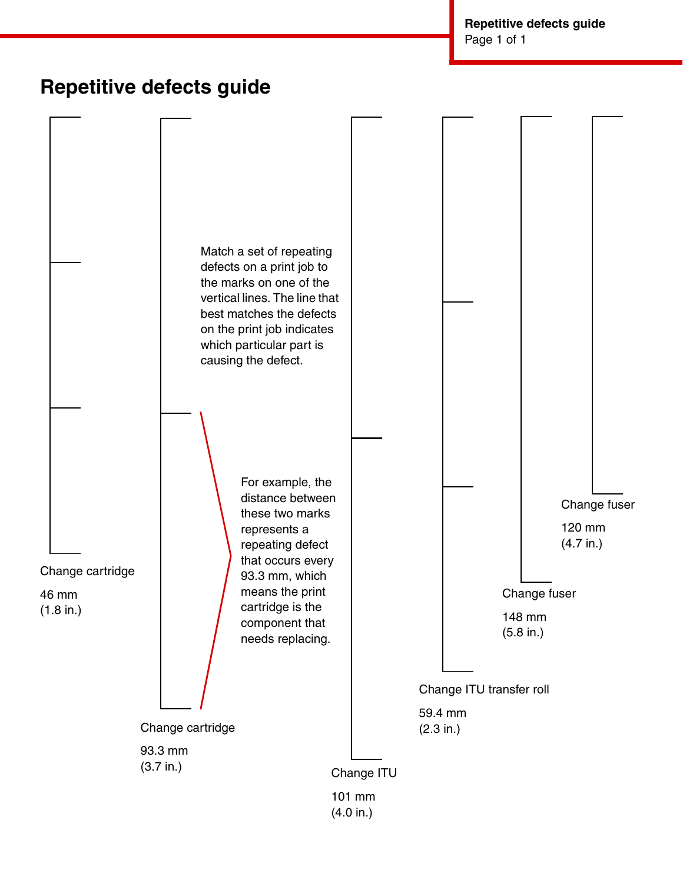# Repetitive defects guide

Match a set of repeating defects on a print job to the marks on one of the vertical lines. The line that best matches the defects on the print job indicates which particular part is causing the defect.

For example, the distance between these two marks represents a repeating defect that occurs every 93.3 mm, which means the print cartridge is the component that needs replacing.

Change cartridge

46 mm
(1.8 in.)

Change cartridge

93.3 mm
(3.7 in.)

Change ITU

101 mm
(4.0 in.)

Change ITU transfer roll

59.4 mm
(2.3 in.)

Change fuser

148 mm
(5.8 in.)

Change fuser

120 mm
(4.7 in.)